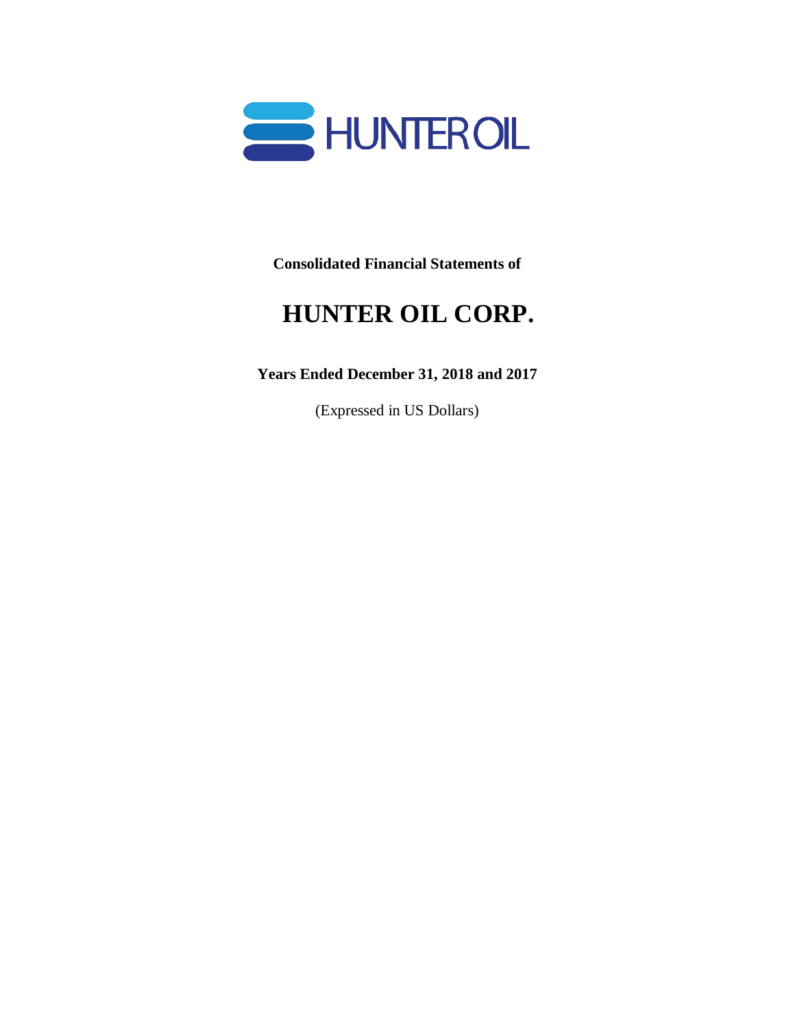HUNTER OIL

**Consolidated Financial Statements of**

# HUNTER OIL CORP.

**Years Ended December 31, 2018 and 2017**

(Expressed in US Dollars)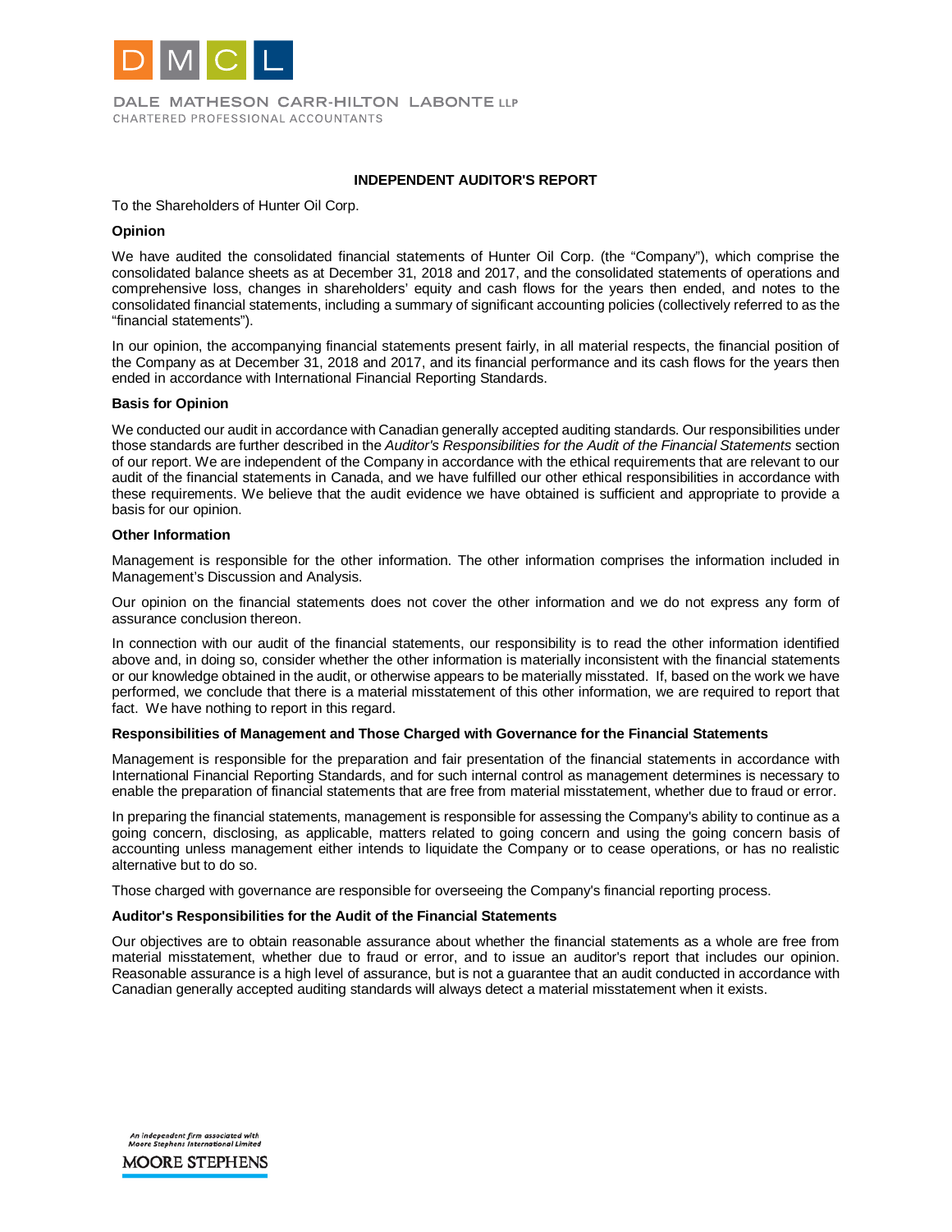DALE MATHESON CARR-HILTON LABONTE LLP
CHARTERED PROFESSIONAL ACCOUNTANTS

## INDEPENDENT AUDITOR'S REPORT

To the Shareholders of Hunter Oil Corp.

**Opinion**

We have audited the consolidated financial statements of Hunter Oil Corp. (the "Company"), which comprise the consolidated balance sheets as at December 31, 2018 and 2017, and the consolidated statements of operations and comprehensive loss, changes in shareholders' equity and cash flows for the years then ended, and notes to the consolidated financial statements, including a summary of significant accounting policies (collectively referred to as the "financial statements").

In our opinion, the accompanying financial statements present fairly, in all material respects, the financial position of the Company as at December 31, 2018 and 2017, and its financial performance and its cash flows for the years then ended in accordance with International Financial Reporting Standards.

**Basis for Opinion**

We conducted our audit in accordance with Canadian generally accepted auditing standards. Our responsibilities under those standards are further described in the *Auditor's Responsibilities for the Audit of the Financial Statements* section of our report. We are independent of the Company in accordance with the ethical requirements that are relevant to our audit of the financial statements in Canada, and we have fulfilled our other ethical responsibilities in accordance with these requirements. We believe that the audit evidence we have obtained is sufficient and appropriate to provide a basis for our opinion.

**Other Information**

Management is responsible for the other information. The other information comprises the information included in Management's Discussion and Analysis.

Our opinion on the financial statements does not cover the other information and we do not express any form of assurance conclusion thereon.

In connection with our audit of the financial statements, our responsibility is to read the other information identified above and, in doing so, consider whether the other information is materially inconsistent with the financial statements or our knowledge obtained in the audit, or otherwise appears to be materially misstated. If, based on the work we have performed, we conclude that there is a material misstatement of this other information, we are required to report that fact. We have nothing to report in this regard.

**Responsibilities of Management and Those Charged with Governance for the Financial Statements**

Management is responsible for the preparation and fair presentation of the financial statements in accordance with International Financial Reporting Standards, and for such internal control as management determines is necessary to enable the preparation of financial statements that are free from material misstatement, whether due to fraud or error.

In preparing the financial statements, management is responsible for assessing the Company's ability to continue as a going concern, disclosing, as applicable, matters related to going concern and using the going concern basis of accounting unless management either intends to liquidate the Company or to cease operations, or has no realistic alternative but to do so.

Those charged with governance are responsible for overseeing the Company's financial reporting process.

**Auditor's Responsibilities for the Audit of the Financial Statements**

Our objectives are to obtain reasonable assurance about whether the financial statements as a whole are free from material misstatement, whether due to fraud or error, and to issue an auditor's report that includes our opinion. Reasonable assurance is a high level of assurance, but is not a guarantee that an audit conducted in accordance with Canadian generally accepted auditing standards will always detect a material misstatement when it exists.

An independent firm associated with Moore Stephens International Limited
MOORE STEPHENS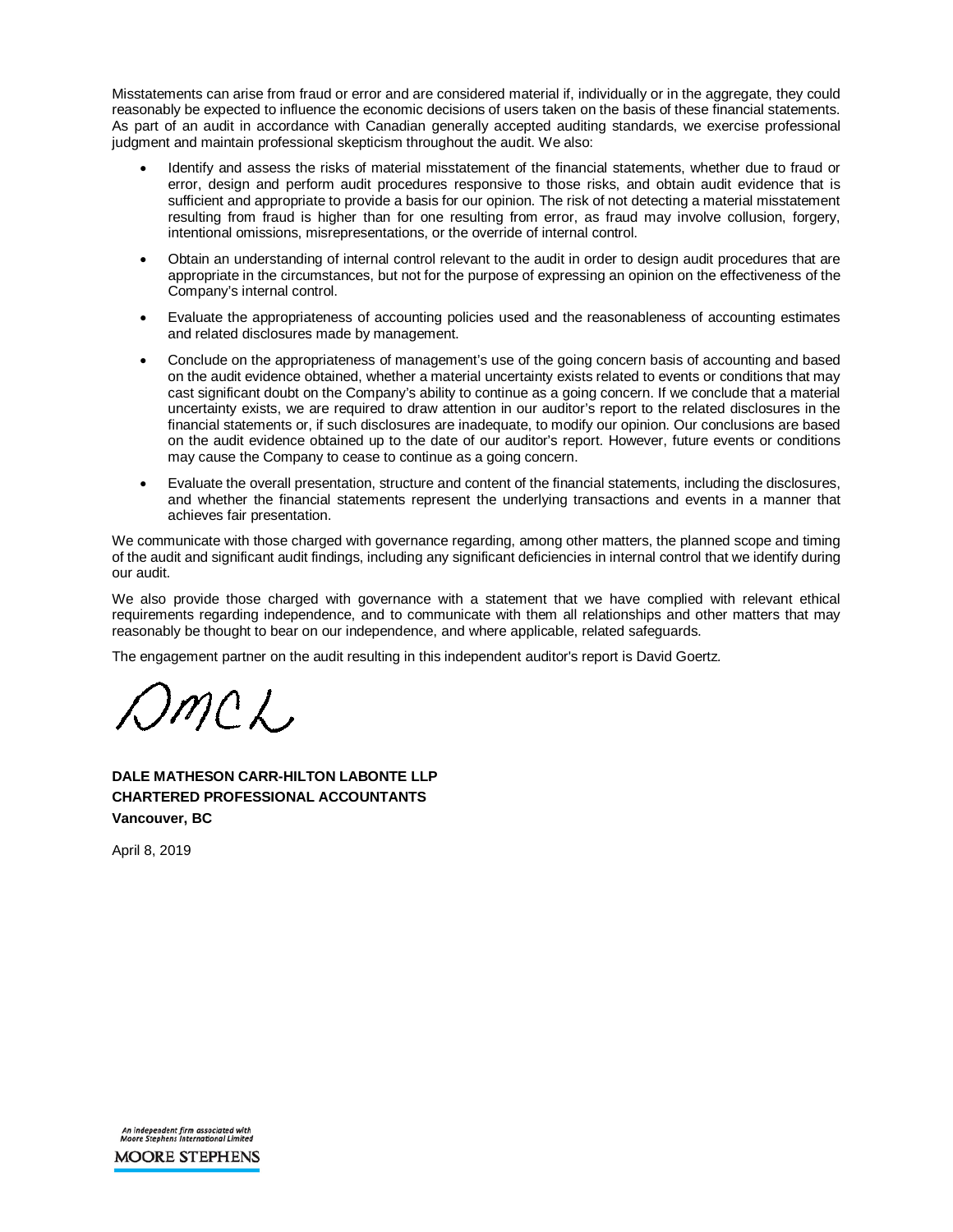Misstatements can arise from fraud or error and are considered material if, individually or in the aggregate, they could reasonably be expected to influence the economic decisions of users taken on the basis of these financial statements. As part of an audit in accordance with Canadian generally accepted auditing standards, we exercise professional judgment and maintain professional skepticism throughout the audit. We also:

- Identify and assess the risks of material misstatement of the financial statements, whether due to fraud or error, design and perform audit procedures responsive to those risks, and obtain audit evidence that is sufficient and appropriate to provide a basis for our opinion. The risk of not detecting a material misstatement resulting from fraud is higher than for one resulting from error, as fraud may involve collusion, forgery, intentional omissions, misrepresentations, or the override of internal control.
- Obtain an understanding of internal control relevant to the audit in order to design audit procedures that are appropriate in the circumstances, but not for the purpose of expressing an opinion on the effectiveness of the Company's internal control.
- Evaluate the appropriateness of accounting policies used and the reasonableness of accounting estimates and related disclosures made by management.
- Conclude on the appropriateness of management's use of the going concern basis of accounting and based on the audit evidence obtained, whether a material uncertainty exists related to events or conditions that may cast significant doubt on the Company's ability to continue as a going concern. If we conclude that a material uncertainty exists, we are required to draw attention in our auditor's report to the related disclosures in the financial statements or, if such disclosures are inadequate, to modify our opinion. Our conclusions are based on the audit evidence obtained up to the date of our auditor's report. However, future events or conditions may cause the Company to cease to continue as a going concern.
- Evaluate the overall presentation, structure and content of the financial statements, including the disclosures, and whether the financial statements represent the underlying transactions and events in a manner that achieves fair presentation.

We communicate with those charged with governance regarding, among other matters, the planned scope and timing of the audit and significant audit findings, including any significant deficiencies in internal control that we identify during our audit.

We also provide those charged with governance with a statement that we have complied with relevant ethical requirements regarding independence, and to communicate with them all relationships and other matters that may reasonably be thought to bear on our independence, and where applicable, related safeguards.

The engagement partner on the audit resulting in this independent auditor's report is David Goertz.

DMCL

**DALE MATHESON CARR-HILTON LABONTE LLP**
**CHARTERED PROFESSIONAL ACCOUNTANTS**
**Vancouver, BC**

April 8, 2019

*An independent firm associated with Moore Stephens International Limited*
MOORE STEPHENS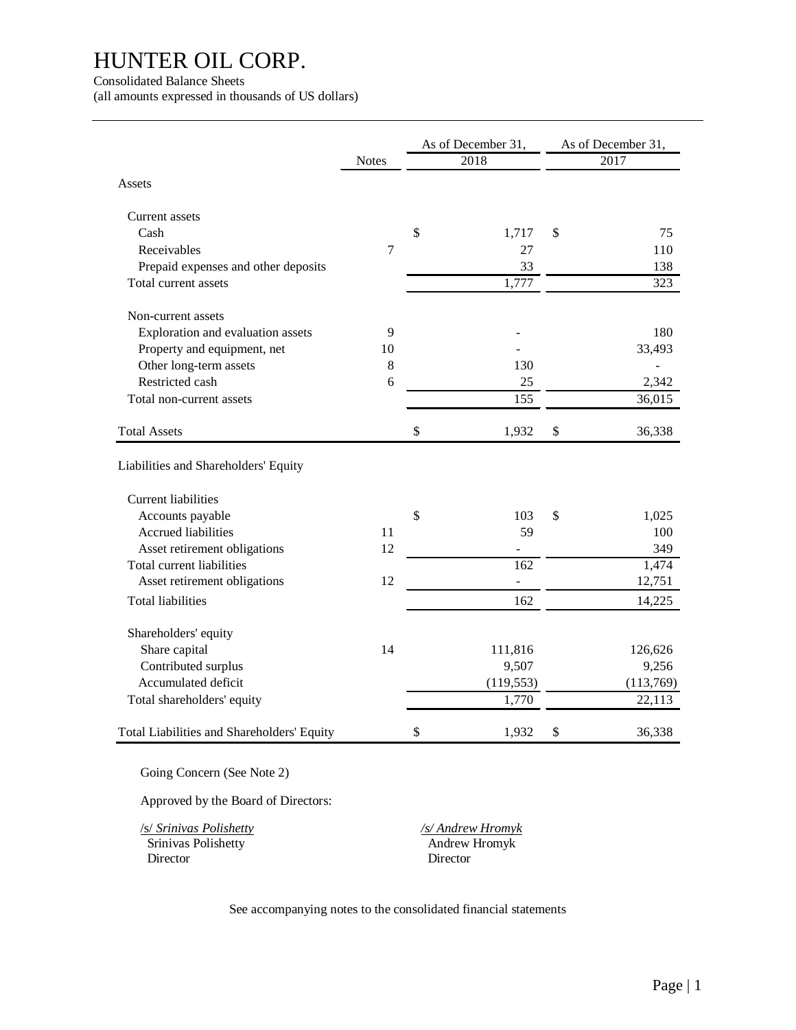# HUNTER OIL CORP.

Consolidated Balance Sheets

(all amounts expressed in thousands of US dollars)

| | Notes | As of December 31, 2018 | As of December 31, 2017 |
|---|---|---|---|
| **Assets** | | | |
| Current assets | | | |
| Cash | | $ 1,717 | $ 75 |
| Receivables | 7 | 27 | 110 |
| Prepaid expenses and other deposits | | 33 | 138 |
| Total current assets | | 1,777 | 323 |
| Non-current assets | | | |
| Exploration and evaluation assets | 9 | - | 180 |
| Property and equipment, net | 10 | - | 33,493 |
| Other long-term assets | 8 | 130 | - |
| Restricted cash | 6 | 25 | 2,342 |
| Total non-current assets | | 155 | 36,015 |
| Total Assets | | $ 1,932 | $ 36,338 |
| **Liabilities and Shareholders' Equity** | | | |
| Current liabilities | | | |
| Accounts payable | | $ 103 | $ 1,025 |
| Accrued liabilities | 11 | 59 | 100 |
| Asset retirement obligations | 12 | - | 349 |
| Total current liabilities | | 162 | 1,474 |
| Asset retirement obligations | 12 | - | 12,751 |
| Total liabilities | | 162 | 14,225 |
| Shareholders' equity | | | |
| Share capital | 14 | 111,816 | 126,626 |
| Contributed surplus | | 9,507 | 9,256 |
| Accumulated deficit | | (119,553) | (113,769) |
| Total shareholders' equity | | 1,770 | 22,113 |
| Total Liabilities and Shareholders' Equity | | $ 1,932 | $ 36,338 |

Going Concern (See Note 2)

Approved by the Board of Directors:

| | |
|---|---|
| /s/ *Srinivas Polishetty* | */s/ Andrew Hromyk* |
| Srinivas Polishetty | Andrew Hromyk |
| Director | Director |

See accompanying notes to the consolidated financial statements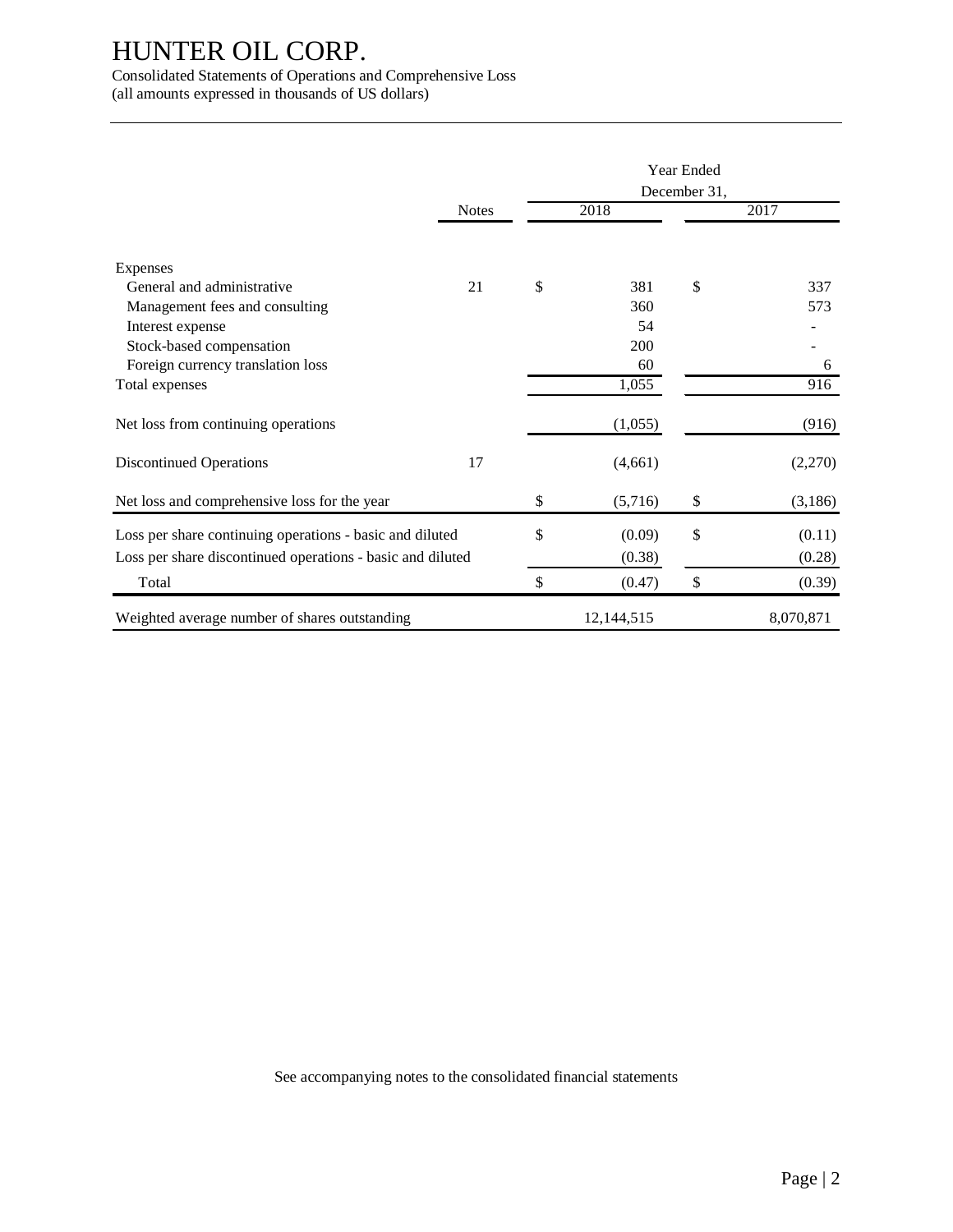# HUNTER OIL CORP.

Consolidated Statements of Operations and Comprehensive Loss
(all amounts expressed in thousands of US dollars)

| | Notes | Year Ended December 31, 2018 | 2017 |
|---|---|---|---|
| Expenses | | | |
| General and administrative | 21 | $ 381 | $ 337 |
| Management fees and consulting | | 360 | 573 |
| Interest expense | | 54 | - |
| Stock-based compensation | | 200 | - |
| Foreign currency translation loss | | 60 | 6 |
| Total expenses | | 1,055 | 916 |
| Net loss from continuing operations | | (1,055) | (916) |
| Discontinued Operations | 17 | (4,661) | (2,270) |
| Net loss and comprehensive loss for the year | | $ (5,716) | $ (3,186) |
| Loss per share continuing operations - basic and diluted | | $ (0.09) | $ (0.11) |
| Loss per share discontinued operations - basic and diluted | | (0.38) | (0.28) |
| Total | | $ (0.47) | $ (0.39) |
| Weighted average number of shares outstanding | | 12,144,515 | 8,070,871 |

See accompanying notes to the consolidated financial statements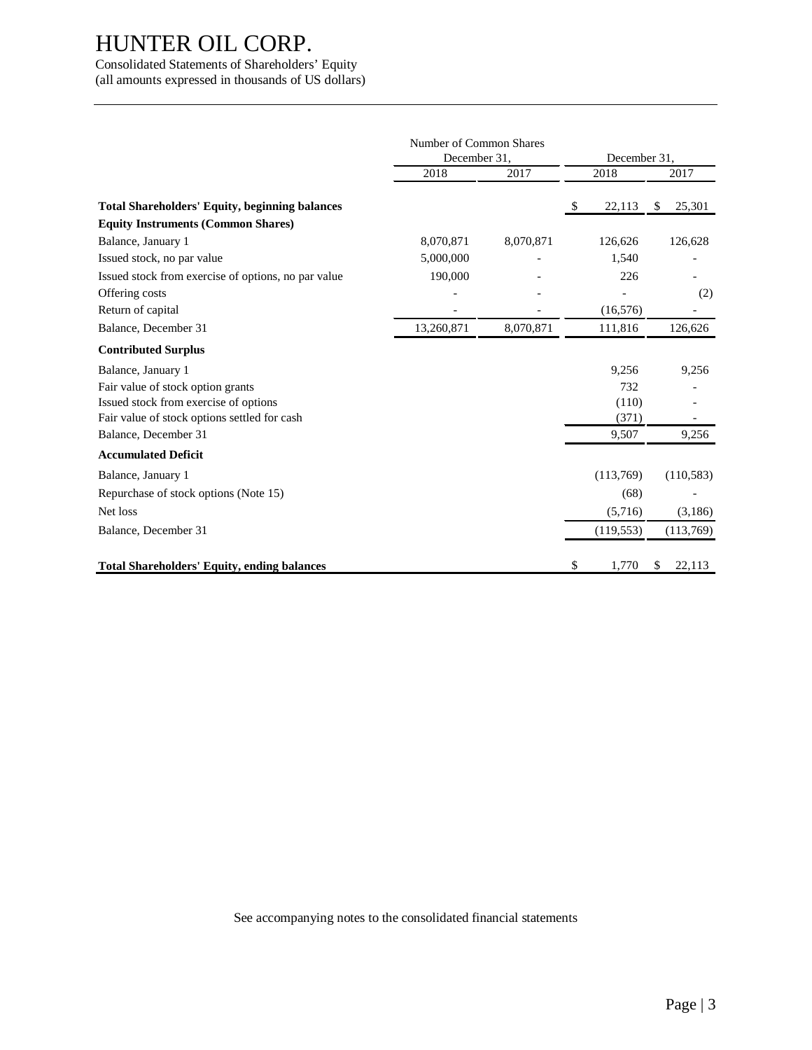# HUNTER OIL CORP.

Consolidated Statements of Shareholders' Equity
(all amounts expressed in thousands of US dollars)

| | Number of Common Shares December 31, | | December 31, | |
|---|---|---|---|---|
| | 2018 | 2017 | 2018 | 2017 |
| **Total Shareholders' Equity, beginning balances** | | | $ 22,113 | $ 25,301 |
| **Equity Instruments (Common Shares)** | | | | |
| Balance, January 1 | 8,070,871 | 8,070,871 | 126,626 | 126,628 |
| Issued stock, no par value | 5,000,000 | - | 1,540 | - |
| Issued stock from exercise of options, no par value | 190,000 | - | 226 | - |
| Offering costs | - | - | - | (2) |
| Return of capital | - | - | (16,576) | - |
| Balance, December 31 | 13,260,871 | 8,070,871 | 111,816 | 126,626 |
| **Contributed Surplus** | | | | |
| Balance, January 1 | | | 9,256 | 9,256 |
| Fair value of stock option grants | | | 732 | - |
| Issued stock from exercise of options | | | (110) | - |
| Fair value of stock options settled for cash | | | (371) | - |
| Balance, December 31 | | | 9,507 | 9,256 |
| **Accumulated Deficit** | | | | |
| Balance, January 1 | | | (113,769) | (110,583) |
| Repurchase of stock options (Note 15) | | | (68) | - |
| Net loss | | | (5,716) | (3,186) |
| Balance, December 31 | | | (119,553) | (113,769) |
| **Total Shareholders' Equity, ending balances** | | | $ 1,770 | $ 22,113 |

See accompanying notes to the consolidated financial statements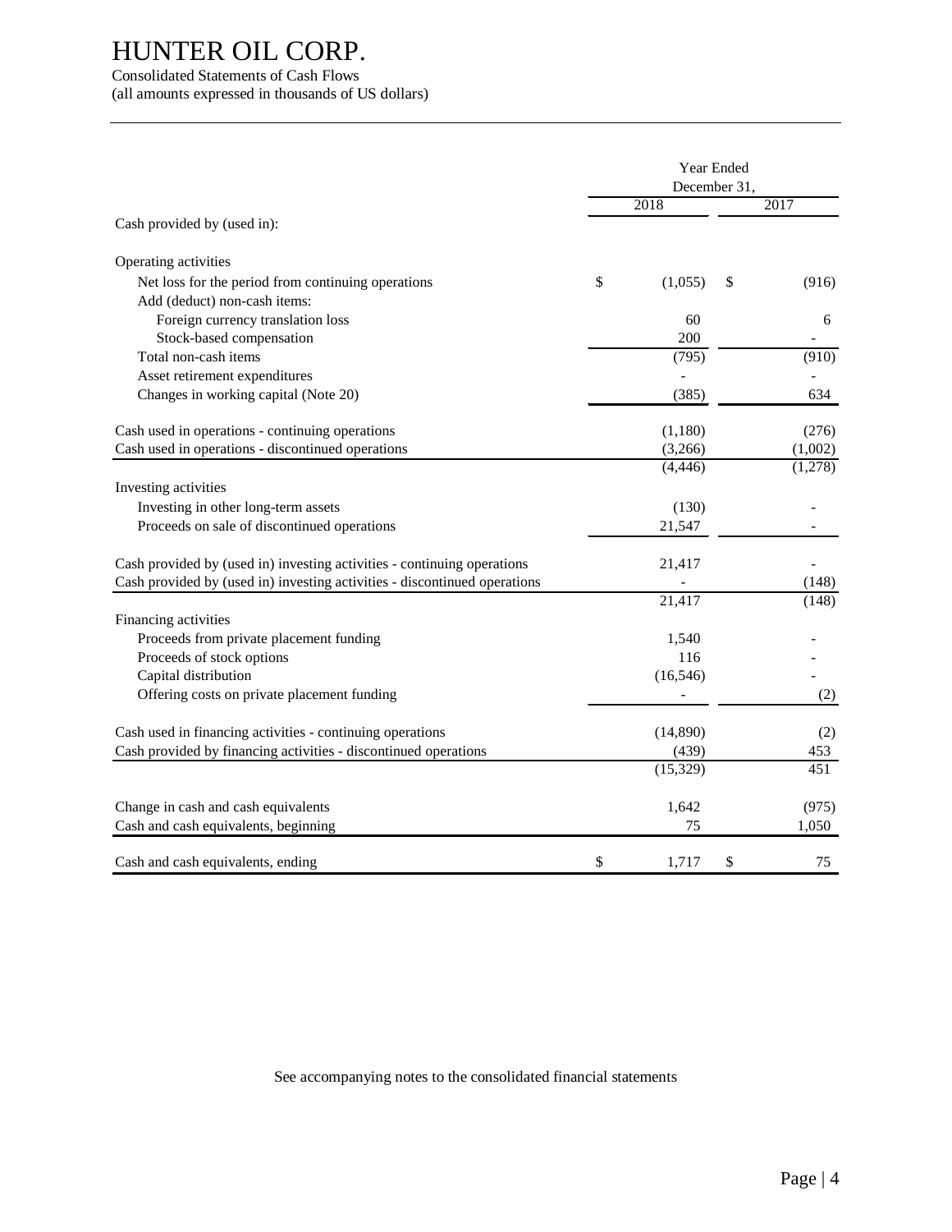# HUNTER OIL CORP.

Consolidated Statements of Cash Flows
(all amounts expressed in thousands of US dollars)

| | Year Ended December 31, 2018 | Year Ended December 31, 2017 |
|---|---|---|
| Cash provided by (used in): | | |
| **Operating activities** | | |
| Net loss for the period from continuing operations | $ (1,055) | $ (916) |
| Add (deduct) non-cash items: | | |
| Foreign currency translation loss | 60 | 6 |
| Stock-based compensation | 200 | - |
| Total non-cash items | (795) | (910) |
| Asset retirement expenditures | - | - |
| Changes in working capital (Note 20) | (385) | 634 |
| Cash used in operations - continuing operations | (1,180) | (276) |
| Cash used in operations - discontinued operations | (3,266) | (1,002) |
| | (4,446) | (1,278) |
| **Investing activities** | | |
| Investing in other long-term assets | (130) | - |
| Proceeds on sale of discontinued operations | 21,547 | - |
| Cash provided by (used in) investing activities - continuing operations | 21,417 | - |
| Cash provided by (used in) investing activities - discontinued operations | - | (148) |
| | 21,417 | (148) |
| **Financing activities** | | |
| Proceeds from private placement funding | 1,540 | - |
| Proceeds of stock options | 116 | - |
| Capital distribution | (16,546) | - |
| Offering costs on private placement funding | - | (2) |
| Cash used in financing activities - continuing operations | (14,890) | (2) |
| Cash provided by financing activities - discontinued operations | (439) | 453 |
| | (15,329) | 451 |
| Change in cash and cash equivalents | 1,642 | (975) |
| Cash and cash equivalents, beginning | 75 | 1,050 |
| Cash and cash equivalents, ending | $ 1,717 | $ 75 |

See accompanying notes to the consolidated financial statements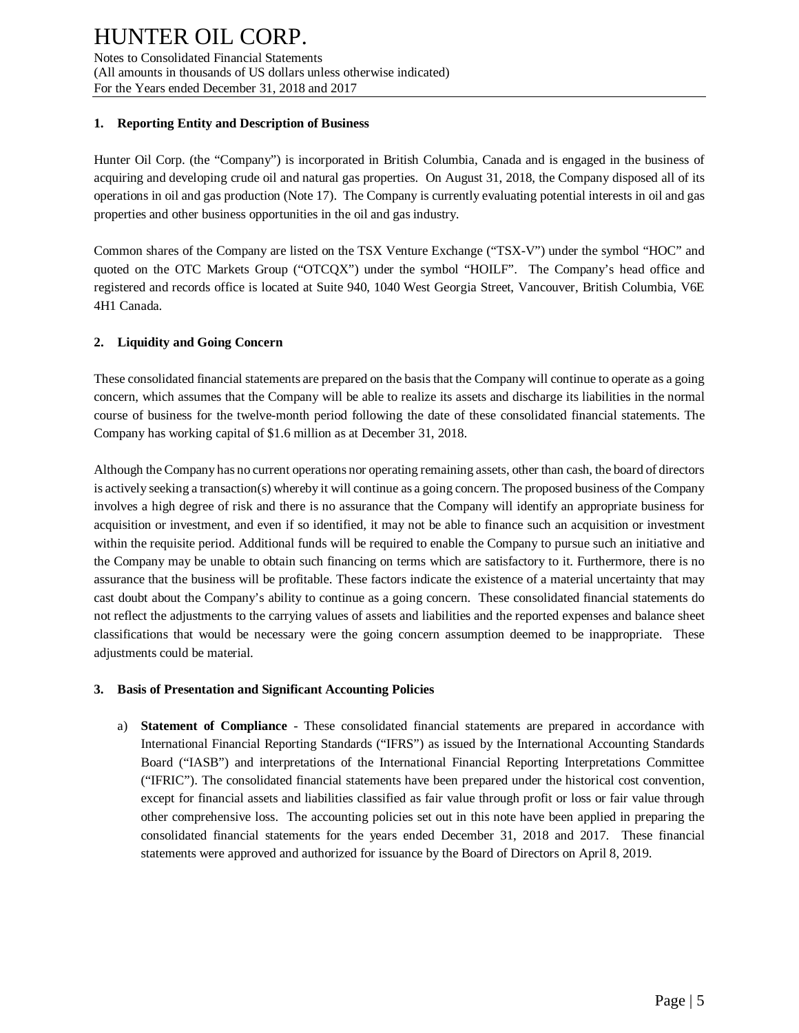## 1. Reporting Entity and Description of Business

Hunter Oil Corp. (the "Company") is incorporated in British Columbia, Canada and is engaged in the business of acquiring and developing crude oil and natural gas properties. On August 31, 2018, the Company disposed all of its operations in oil and gas production (Note 17). The Company is currently evaluating potential interests in oil and gas properties and other business opportunities in the oil and gas industry.

Common shares of the Company are listed on the TSX Venture Exchange ("TSX-V") under the symbol "HOC" and quoted on the OTC Markets Group ("OTCQX") under the symbol "HOILF". The Company's head office and registered and records office is located at Suite 940, 1040 West Georgia Street, Vancouver, British Columbia, V6E 4H1 Canada.

## 2. Liquidity and Going Concern

These consolidated financial statements are prepared on the basis that the Company will continue to operate as a going concern, which assumes that the Company will be able to realize its assets and discharge its liabilities in the normal course of business for the twelve-month period following the date of these consolidated financial statements. The Company has working capital of $1.6 million as at December 31, 2018.

Although the Company has no current operations nor operating remaining assets, other than cash, the board of directors is actively seeking a transaction(s) whereby it will continue as a going concern. The proposed business of the Company involves a high degree of risk and there is no assurance that the Company will identify an appropriate business for acquisition or investment, and even if so identified, it may not be able to finance such an acquisition or investment within the requisite period. Additional funds will be required to enable the Company to pursue such an initiative and the Company may be unable to obtain such financing on terms which are satisfactory to it. Furthermore, there is no assurance that the business will be profitable. These factors indicate the existence of a material uncertainty that may cast doubt about the Company's ability to continue as a going concern. These consolidated financial statements do not reflect the adjustments to the carrying values of assets and liabilities and the reported expenses and balance sheet classifications that would be necessary were the going concern assumption deemed to be inappropriate. These adjustments could be material.

## 3. Basis of Presentation and Significant Accounting Policies

a) **Statement of Compliance** - These consolidated financial statements are prepared in accordance with International Financial Reporting Standards ("IFRS") as issued by the International Accounting Standards Board ("IASB") and interpretations of the International Financial Reporting Interpretations Committee ("IFRIC"). The consolidated financial statements have been prepared under the historical cost convention, except for financial assets and liabilities classified as fair value through profit or loss or fair value through other comprehensive loss. The accounting policies set out in this note have been applied in preparing the consolidated financial statements for the years ended December 31, 2018 and 2017. These financial statements were approved and authorized for issuance by the Board of Directors on April 8, 2019.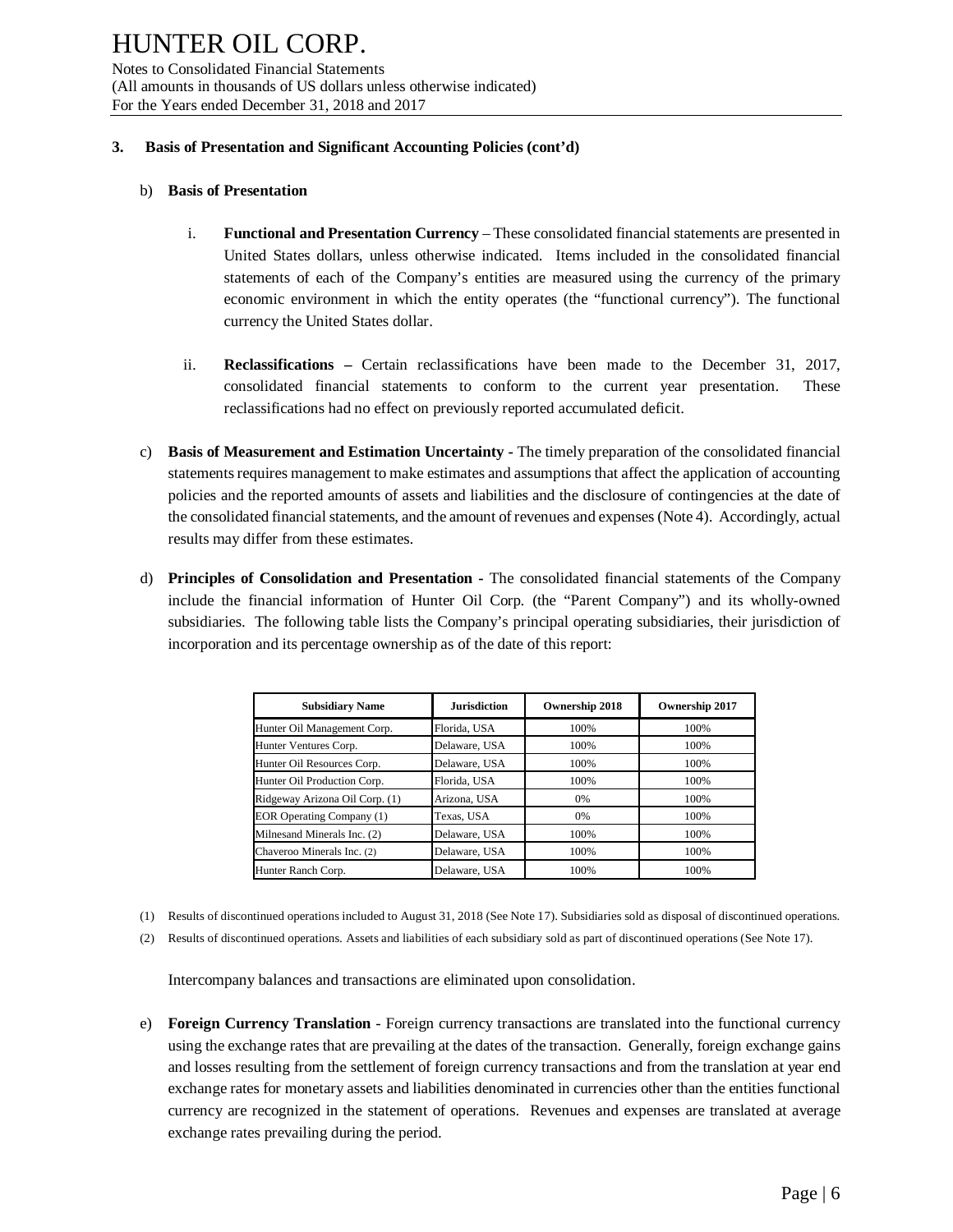### 3. Basis of Presentation and Significant Accounting Policies (cont'd)

b) **Basis of Presentation**

i. **Functional and Presentation Currency** – These consolidated financial statements are presented in United States dollars, unless otherwise indicated. Items included in the consolidated financial statements of each of the Company's entities are measured using the currency of the primary economic environment in which the entity operates (the "functional currency"). The functional currency the United States dollar.

ii. **Reclassifications –** Certain reclassifications have been made to the December 31, 2017, consolidated financial statements to conform to the current year presentation. These reclassifications had no effect on previously reported accumulated deficit.

c) **Basis of Measurement and Estimation Uncertainty -** The timely preparation of the consolidated financial statements requires management to make estimates and assumptions that affect the application of accounting policies and the reported amounts of assets and liabilities and the disclosure of contingencies at the date of the consolidated financial statements, and the amount of revenues and expenses (Note 4). Accordingly, actual results may differ from these estimates.

d) **Principles of Consolidation and Presentation -** The consolidated financial statements of the Company include the financial information of Hunter Oil Corp. (the "Parent Company") and its wholly-owned subsidiaries. The following table lists the Company's principal operating subsidiaries, their jurisdiction of incorporation and its percentage ownership as of the date of this report:

| Subsidiary Name | Jurisdiction | Ownership 2018 | Ownership 2017 |
|---|---|---|---|
| Hunter Oil Management Corp. | Florida, USA | 100% | 100% |
| Hunter Ventures Corp. | Delaware, USA | 100% | 100% |
| Hunter Oil Resources Corp. | Delaware, USA | 100% | 100% |
| Hunter Oil Production Corp. | Florida, USA | 100% | 100% |
| Ridgeway Arizona Oil Corp. (1) | Arizona, USA | 0% | 100% |
| EOR Operating Company (1) | Texas, USA | 0% | 100% |
| Milnesand Minerals Inc. (2) | Delaware, USA | 100% | 100% |
| Chaveroo Minerals Inc. (2) | Delaware, USA | 100% | 100% |
| Hunter Ranch Corp. | Delaware, USA | 100% | 100% |

(1) Results of discontinued operations included to August 31, 2018 (See Note 17). Subsidiaries sold as disposal of discontinued operations.

(2) Results of discontinued operations. Assets and liabilities of each subsidiary sold as part of discontinued operations (See Note 17).

Intercompany balances and transactions are eliminated upon consolidation.

e) **Foreign Currency Translation** - Foreign currency transactions are translated into the functional currency using the exchange rates that are prevailing at the dates of the transaction. Generally, foreign exchange gains and losses resulting from the settlement of foreign currency transactions and from the translation at year end exchange rates for monetary assets and liabilities denominated in currencies other than the entities functional currency are recognized in the statement of operations. Revenues and expenses are translated at average exchange rates prevailing during the period.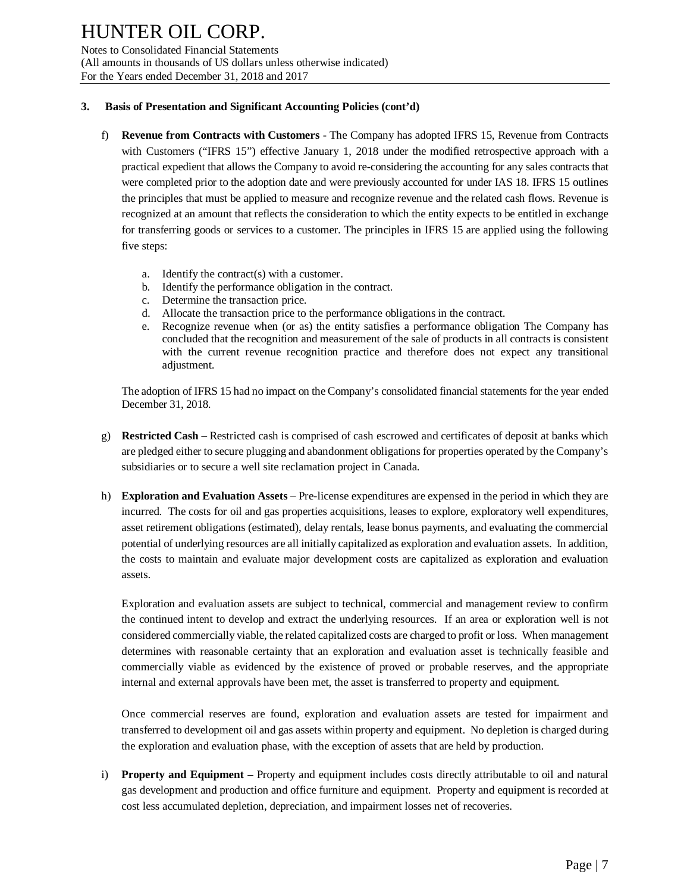### 3. Basis of Presentation and Significant Accounting Policies (cont'd)

f) **Revenue from Contracts with Customers -** The Company has adopted IFRS 15, Revenue from Contracts with Customers ("IFRS 15") effective January 1, 2018 under the modified retrospective approach with a practical expedient that allows the Company to avoid re-considering the accounting for any sales contracts that were completed prior to the adoption date and were previously accounted for under IAS 18. IFRS 15 outlines the principles that must be applied to measure and recognize revenue and the related cash flows. Revenue is recognized at an amount that reflects the consideration to which the entity expects to be entitled in exchange for transferring goods or services to a customer. The principles in IFRS 15 are applied using the following five steps:

   a. Identify the contract(s) with a customer.
   b. Identify the performance obligation in the contract.
   c. Determine the transaction price.
   d. Allocate the transaction price to the performance obligations in the contract.
   e. Recognize revenue when (or as) the entity satisfies a performance obligation The Company has concluded that the recognition and measurement of the sale of products in all contracts is consistent with the current revenue recognition practice and therefore does not expect any transitional adjustment.

   The adoption of IFRS 15 had no impact on the Company's consolidated financial statements for the year ended December 31, 2018.

g) **Restricted Cash** – Restricted cash is comprised of cash escrowed and certificates of deposit at banks which are pledged either to secure plugging and abandonment obligations for properties operated by the Company's subsidiaries or to secure a well site reclamation project in Canada.

h) **Exploration and Evaluation Assets** – Pre-license expenditures are expensed in the period in which they are incurred. The costs for oil and gas properties acquisitions, leases to explore, exploratory well expenditures, asset retirement obligations (estimated), delay rentals, lease bonus payments, and evaluating the commercial potential of underlying resources are all initially capitalized as exploration and evaluation assets. In addition, the costs to maintain and evaluate major development costs are capitalized as exploration and evaluation assets.

   Exploration and evaluation assets are subject to technical, commercial and management review to confirm the continued intent to develop and extract the underlying resources. If an area or exploration well is not considered commercially viable, the related capitalized costs are charged to profit or loss. When management determines with reasonable certainty that an exploration and evaluation asset is technically feasible and commercially viable as evidenced by the existence of proved or probable reserves, and the appropriate internal and external approvals have been met, the asset is transferred to property and equipment.

   Once commercial reserves are found, exploration and evaluation assets are tested for impairment and transferred to development oil and gas assets within property and equipment. No depletion is charged during the exploration and evaluation phase, with the exception of assets that are held by production.

i) **Property and Equipment** – Property and equipment includes costs directly attributable to oil and natural gas development and production and office furniture and equipment. Property and equipment is recorded at cost less accumulated depletion, depreciation, and impairment losses net of recoveries.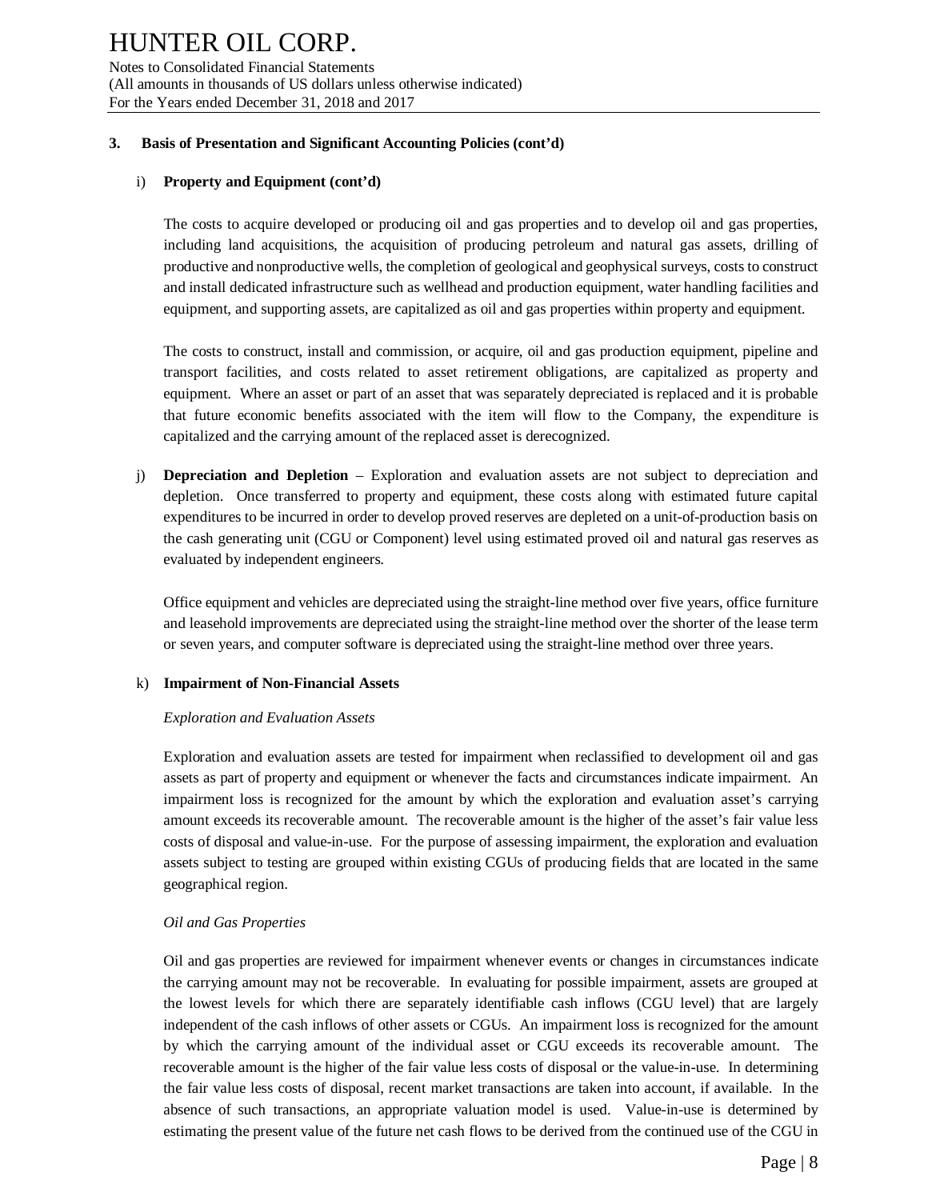### 3. Basis of Presentation and Significant Accounting Policies (cont'd)

i) **Property and Equipment (cont'd)**

The costs to acquire developed or producing oil and gas properties and to develop oil and gas properties, including land acquisitions, the acquisition of producing petroleum and natural gas assets, drilling of productive and nonproductive wells, the completion of geological and geophysical surveys, costs to construct and install dedicated infrastructure such as wellhead and production equipment, water handling facilities and equipment, and supporting assets, are capitalized as oil and gas properties within property and equipment.

The costs to construct, install and commission, or acquire, oil and gas production equipment, pipeline and transport facilities, and costs related to asset retirement obligations, are capitalized as property and equipment. Where an asset or part of an asset that was separately depreciated is replaced and it is probable that future economic benefits associated with the item will flow to the Company, the expenditure is capitalized and the carrying amount of the replaced asset is derecognized.

j) **Depreciation and Depletion** – Exploration and evaluation assets are not subject to depreciation and depletion. Once transferred to property and equipment, these costs along with estimated future capital expenditures to be incurred in order to develop proved reserves are depleted on a unit-of-production basis on the cash generating unit (CGU or Component) level using estimated proved oil and natural gas reserves as evaluated by independent engineers.

Office equipment and vehicles are depreciated using the straight-line method over five years, office furniture and leasehold improvements are depreciated using the straight-line method over the shorter of the lease term or seven years, and computer software is depreciated using the straight-line method over three years.

k) **Impairment of Non-Financial Assets**

*Exploration and Evaluation Assets*

Exploration and evaluation assets are tested for impairment when reclassified to development oil and gas assets as part of property and equipment or whenever the facts and circumstances indicate impairment. An impairment loss is recognized for the amount by which the exploration and evaluation asset's carrying amount exceeds its recoverable amount. The recoverable amount is the higher of the asset's fair value less costs of disposal and value-in-use. For the purpose of assessing impairment, the exploration and evaluation assets subject to testing are grouped within existing CGUs of producing fields that are located in the same geographical region.

*Oil and Gas Properties*

Oil and gas properties are reviewed for impairment whenever events or changes in circumstances indicate the carrying amount may not be recoverable. In evaluating for possible impairment, assets are grouped at the lowest levels for which there are separately identifiable cash inflows (CGU level) that are largely independent of the cash inflows of other assets or CGUs. An impairment loss is recognized for the amount by which the carrying amount of the individual asset or CGU exceeds its recoverable amount. The recoverable amount is the higher of the fair value less costs of disposal or the value-in-use. In determining the fair value less costs of disposal, recent market transactions are taken into account, if available. In the absence of such transactions, an appropriate valuation model is used. Value-in-use is determined by estimating the present value of the future net cash flows to be derived from the continued use of the CGU in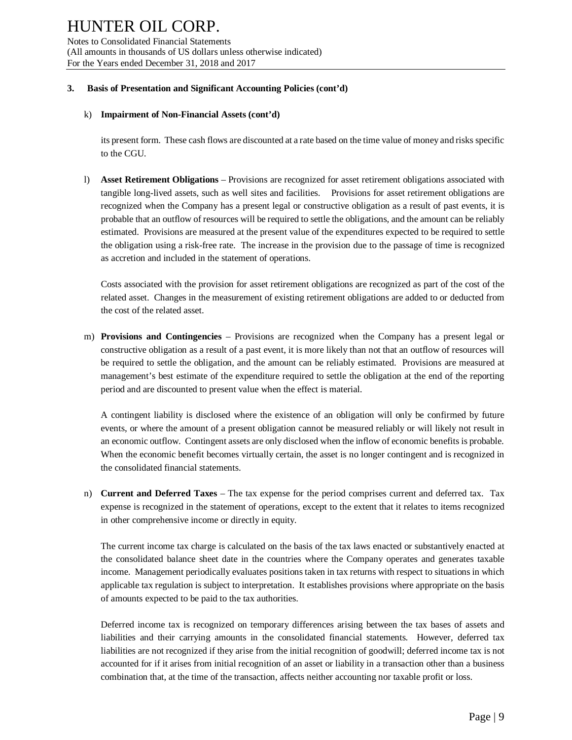### 3. Basis of Presentation and Significant Accounting Policies (cont'd)

k) **Impairment of Non-Financial Assets (cont'd)**

its present form. These cash flows are discounted at a rate based on the time value of money and risks specific to the CGU.

l) **Asset Retirement Obligations** – Provisions are recognized for asset retirement obligations associated with tangible long-lived assets, such as well sites and facilities. Provisions for asset retirement obligations are recognized when the Company has a present legal or constructive obligation as a result of past events, it is probable that an outflow of resources will be required to settle the obligations, and the amount can be reliably estimated. Provisions are measured at the present value of the expenditures expected to be required to settle the obligation using a risk-free rate. The increase in the provision due to the passage of time is recognized as accretion and included in the statement of operations.

Costs associated with the provision for asset retirement obligations are recognized as part of the cost of the related asset. Changes in the measurement of existing retirement obligations are added to or deducted from the cost of the related asset.

m) **Provisions and Contingencies** – Provisions are recognized when the Company has a present legal or constructive obligation as a result of a past event, it is more likely than not that an outflow of resources will be required to settle the obligation, and the amount can be reliably estimated. Provisions are measured at management's best estimate of the expenditure required to settle the obligation at the end of the reporting period and are discounted to present value when the effect is material.

A contingent liability is disclosed where the existence of an obligation will only be confirmed by future events, or where the amount of a present obligation cannot be measured reliably or will likely not result in an economic outflow. Contingent assets are only disclosed when the inflow of economic benefits is probable. When the economic benefit becomes virtually certain, the asset is no longer contingent and is recognized in the consolidated financial statements.

n) **Current and Deferred Taxes** – The tax expense for the period comprises current and deferred tax. Tax expense is recognized in the statement of operations, except to the extent that it relates to items recognized in other comprehensive income or directly in equity.

The current income tax charge is calculated on the basis of the tax laws enacted or substantively enacted at the consolidated balance sheet date in the countries where the Company operates and generates taxable income. Management periodically evaluates positions taken in tax returns with respect to situations in which applicable tax regulation is subject to interpretation. It establishes provisions where appropriate on the basis of amounts expected to be paid to the tax authorities.

Deferred income tax is recognized on temporary differences arising between the tax bases of assets and liabilities and their carrying amounts in the consolidated financial statements. However, deferred tax liabilities are not recognized if they arise from the initial recognition of goodwill; deferred income tax is not accounted for if it arises from initial recognition of an asset or liability in a transaction other than a business combination that, at the time of the transaction, affects neither accounting nor taxable profit or loss.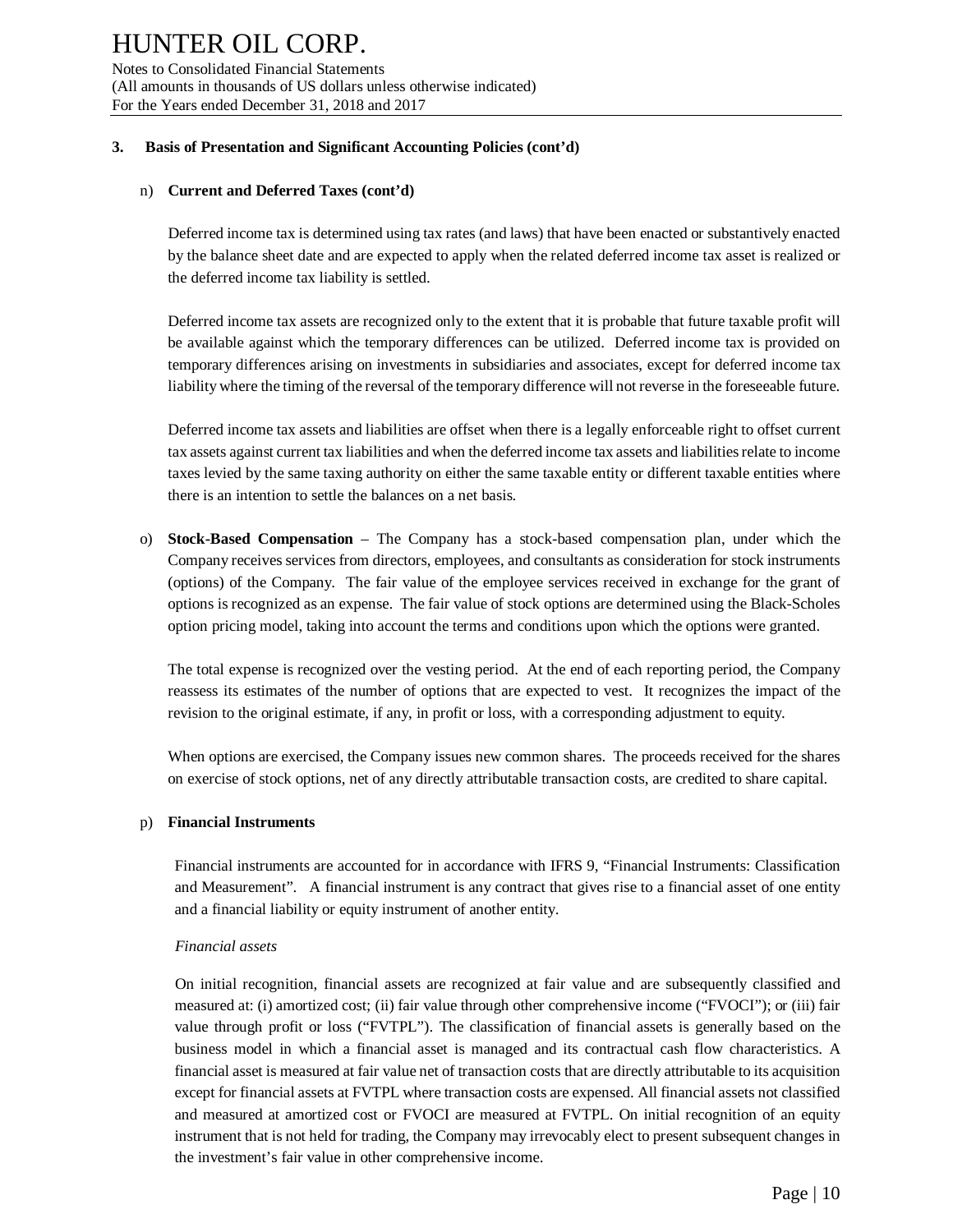### 3. Basis of Presentation and Significant Accounting Policies (cont'd)

n) **Current and Deferred Taxes (cont'd)**

Deferred income tax is determined using tax rates (and laws) that have been enacted or substantively enacted by the balance sheet date and are expected to apply when the related deferred income tax asset is realized or the deferred income tax liability is settled.

Deferred income tax assets are recognized only to the extent that it is probable that future taxable profit will be available against which the temporary differences can be utilized. Deferred income tax is provided on temporary differences arising on investments in subsidiaries and associates, except for deferred income tax liability where the timing of the reversal of the temporary difference will not reverse in the foreseeable future.

Deferred income tax assets and liabilities are offset when there is a legally enforceable right to offset current tax assets against current tax liabilities and when the deferred income tax assets and liabilities relate to income taxes levied by the same taxing authority on either the same taxable entity or different taxable entities where there is an intention to settle the balances on a net basis.

o) **Stock-Based Compensation** – The Company has a stock-based compensation plan, under which the Company receives services from directors, employees, and consultants as consideration for stock instruments (options) of the Company. The fair value of the employee services received in exchange for the grant of options is recognized as an expense. The fair value of stock options are determined using the Black-Scholes option pricing model, taking into account the terms and conditions upon which the options were granted.

The total expense is recognized over the vesting period. At the end of each reporting period, the Company reassess its estimates of the number of options that are expected to vest. It recognizes the impact of the revision to the original estimate, if any, in profit or loss, with a corresponding adjustment to equity.

When options are exercised, the Company issues new common shares. The proceeds received for the shares on exercise of stock options, net of any directly attributable transaction costs, are credited to share capital.

p) **Financial Instruments**

Financial instruments are accounted for in accordance with IFRS 9, "Financial Instruments: Classification and Measurement". A financial instrument is any contract that gives rise to a financial asset of one entity and a financial liability or equity instrument of another entity.

*Financial assets*

On initial recognition, financial assets are recognized at fair value and are subsequently classified and measured at: (i) amortized cost; (ii) fair value through other comprehensive income ("FVOCI"); or (iii) fair value through profit or loss ("FVTPL"). The classification of financial assets is generally based on the business model in which a financial asset is managed and its contractual cash flow characteristics. A financial asset is measured at fair value net of transaction costs that are directly attributable to its acquisition except for financial assets at FVTPL where transaction costs are expensed. All financial assets not classified and measured at amortized cost or FVOCI are measured at FVTPL. On initial recognition of an equity instrument that is not held for trading, the Company may irrevocably elect to present subsequent changes in the investment's fair value in other comprehensive income.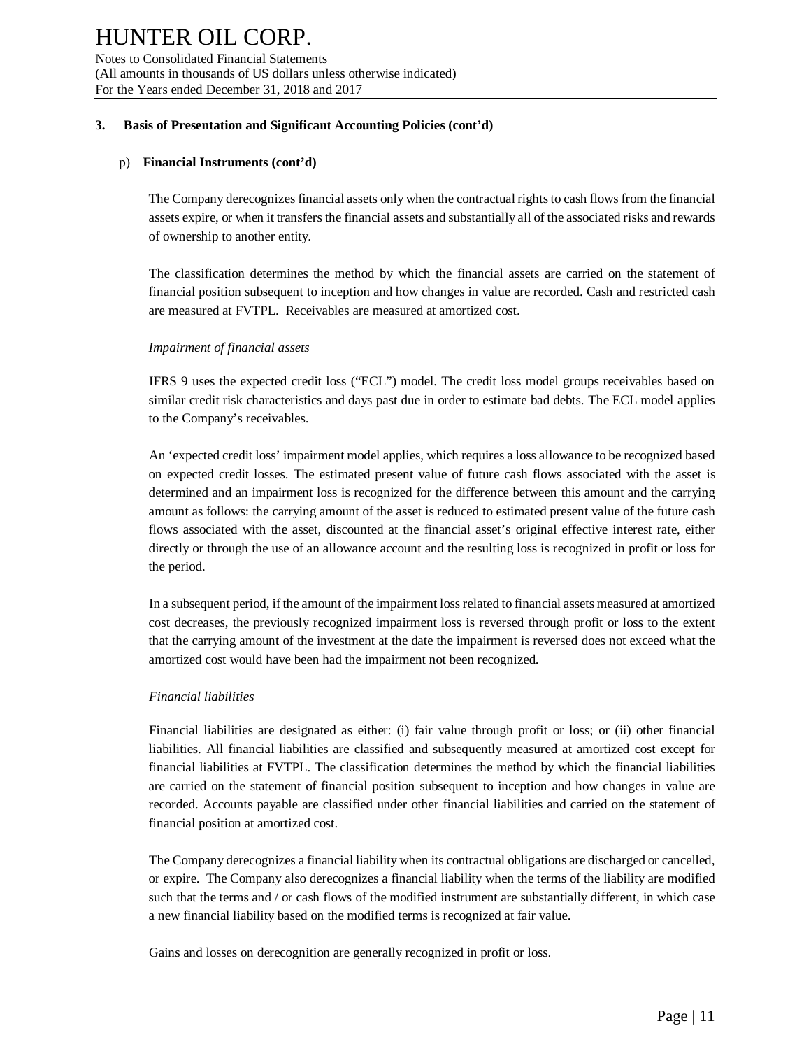### 3. Basis of Presentation and Significant Accounting Policies (cont'd)

#### p) Financial Instruments (cont'd)

The Company derecognizes financial assets only when the contractual rights to cash flows from the financial assets expire, or when it transfers the financial assets and substantially all of the associated risks and rewards of ownership to another entity.

The classification determines the method by which the financial assets are carried on the statement of financial position subsequent to inception and how changes in value are recorded. Cash and restricted cash are measured at FVTPL. Receivables are measured at amortized cost.

*Impairment of financial assets*

IFRS 9 uses the expected credit loss ("ECL") model. The credit loss model groups receivables based on similar credit risk characteristics and days past due in order to estimate bad debts. The ECL model applies to the Company's receivables.

An 'expected credit loss' impairment model applies, which requires a loss allowance to be recognized based on expected credit losses. The estimated present value of future cash flows associated with the asset is determined and an impairment loss is recognized for the difference between this amount and the carrying amount as follows: the carrying amount of the asset is reduced to estimated present value of the future cash flows associated with the asset, discounted at the financial asset's original effective interest rate, either directly or through the use of an allowance account and the resulting loss is recognized in profit or loss for the period.

In a subsequent period, if the amount of the impairment loss related to financial assets measured at amortized cost decreases, the previously recognized impairment loss is reversed through profit or loss to the extent that the carrying amount of the investment at the date the impairment is reversed does not exceed what the amortized cost would have been had the impairment not been recognized.

*Financial liabilities*

Financial liabilities are designated as either: (i) fair value through profit or loss; or (ii) other financial liabilities. All financial liabilities are classified and subsequently measured at amortized cost except for financial liabilities at FVTPL. The classification determines the method by which the financial liabilities are carried on the statement of financial position subsequent to inception and how changes in value are recorded. Accounts payable are classified under other financial liabilities and carried on the statement of financial position at amortized cost.

The Company derecognizes a financial liability when its contractual obligations are discharged or cancelled, or expire. The Company also derecognizes a financial liability when the terms of the liability are modified such that the terms and / or cash flows of the modified instrument are substantially different, in which case a new financial liability based on the modified terms is recognized at fair value.

Gains and losses on derecognition are generally recognized in profit or loss.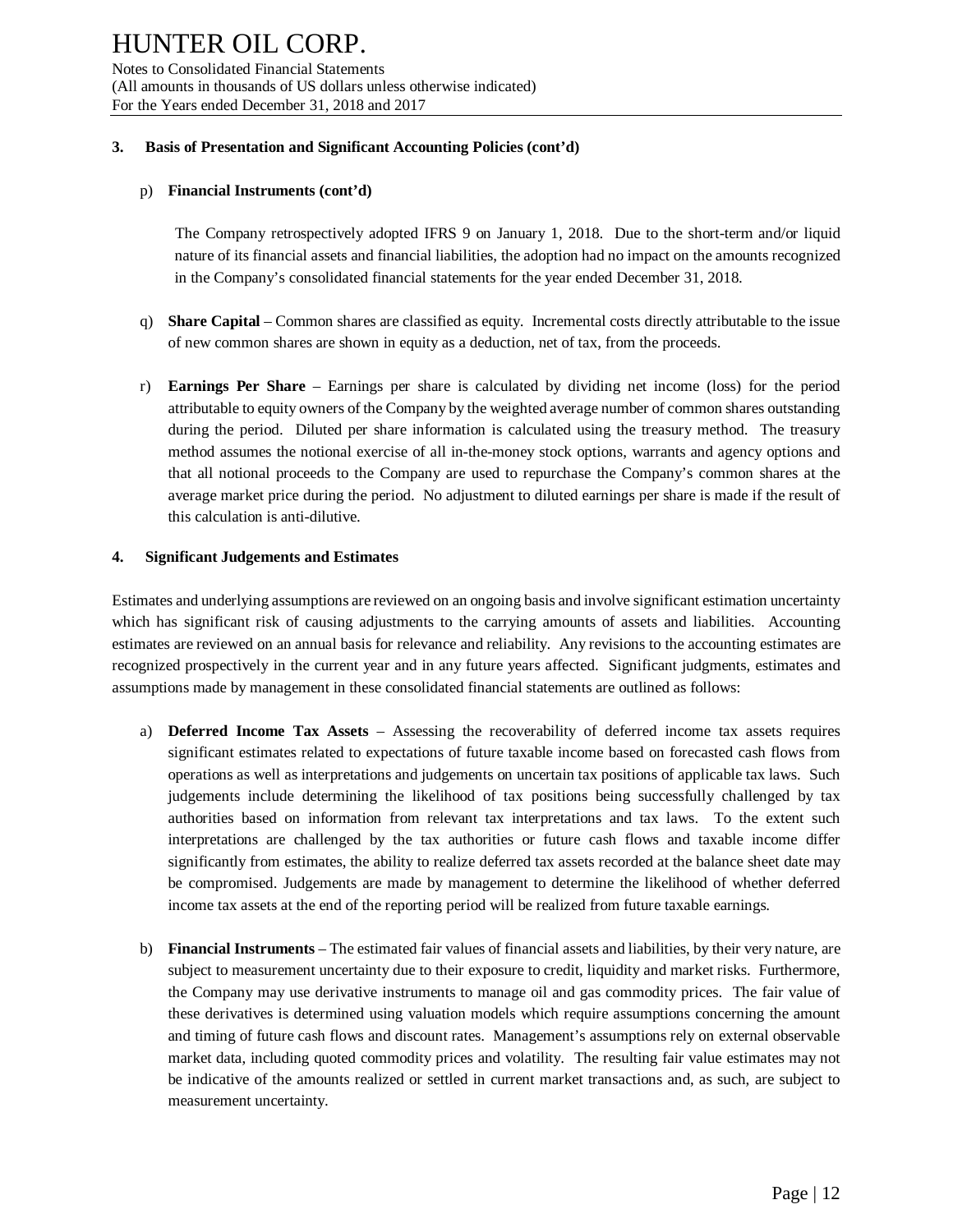### 3. Basis of Presentation and Significant Accounting Policies (cont'd)

p) **Financial Instruments (cont'd)**

The Company retrospectively adopted IFRS 9 on January 1, 2018. Due to the short-term and/or liquid nature of its financial assets and financial liabilities, the adoption had no impact on the amounts recognized in the Company's consolidated financial statements for the year ended December 31, 2018.

q) **Share Capital** – Common shares are classified as equity. Incremental costs directly attributable to the issue of new common shares are shown in equity as a deduction, net of tax, from the proceeds.

r) **Earnings Per Share** – Earnings per share is calculated by dividing net income (loss) for the period attributable to equity owners of the Company by the weighted average number of common shares outstanding during the period. Diluted per share information is calculated using the treasury method. The treasury method assumes the notional exercise of all in-the-money stock options, warrants and agency options and that all notional proceeds to the Company are used to repurchase the Company's common shares at the average market price during the period. No adjustment to diluted earnings per share is made if the result of this calculation is anti-dilutive.

### 4. Significant Judgements and Estimates

Estimates and underlying assumptions are reviewed on an ongoing basis and involve significant estimation uncertainty which has significant risk of causing adjustments to the carrying amounts of assets and liabilities. Accounting estimates are reviewed on an annual basis for relevance and reliability. Any revisions to the accounting estimates are recognized prospectively in the current year and in any future years affected. Significant judgments, estimates and assumptions made by management in these consolidated financial statements are outlined as follows:

a) **Deferred Income Tax Assets** – Assessing the recoverability of deferred income tax assets requires significant estimates related to expectations of future taxable income based on forecasted cash flows from operations as well as interpretations and judgements on uncertain tax positions of applicable tax laws. Such judgements include determining the likelihood of tax positions being successfully challenged by tax authorities based on information from relevant tax interpretations and tax laws. To the extent such interpretations are challenged by the tax authorities or future cash flows and taxable income differ significantly from estimates, the ability to realize deferred tax assets recorded at the balance sheet date may be compromised. Judgements are made by management to determine the likelihood of whether deferred income tax assets at the end of the reporting period will be realized from future taxable earnings.

b) **Financial Instruments** – The estimated fair values of financial assets and liabilities, by their very nature, are subject to measurement uncertainty due to their exposure to credit, liquidity and market risks. Furthermore, the Company may use derivative instruments to manage oil and gas commodity prices. The fair value of these derivatives is determined using valuation models which require assumptions concerning the amount and timing of future cash flows and discount rates. Management's assumptions rely on external observable market data, including quoted commodity prices and volatility. The resulting fair value estimates may not be indicative of the amounts realized or settled in current market transactions and, as such, are subject to measurement uncertainty.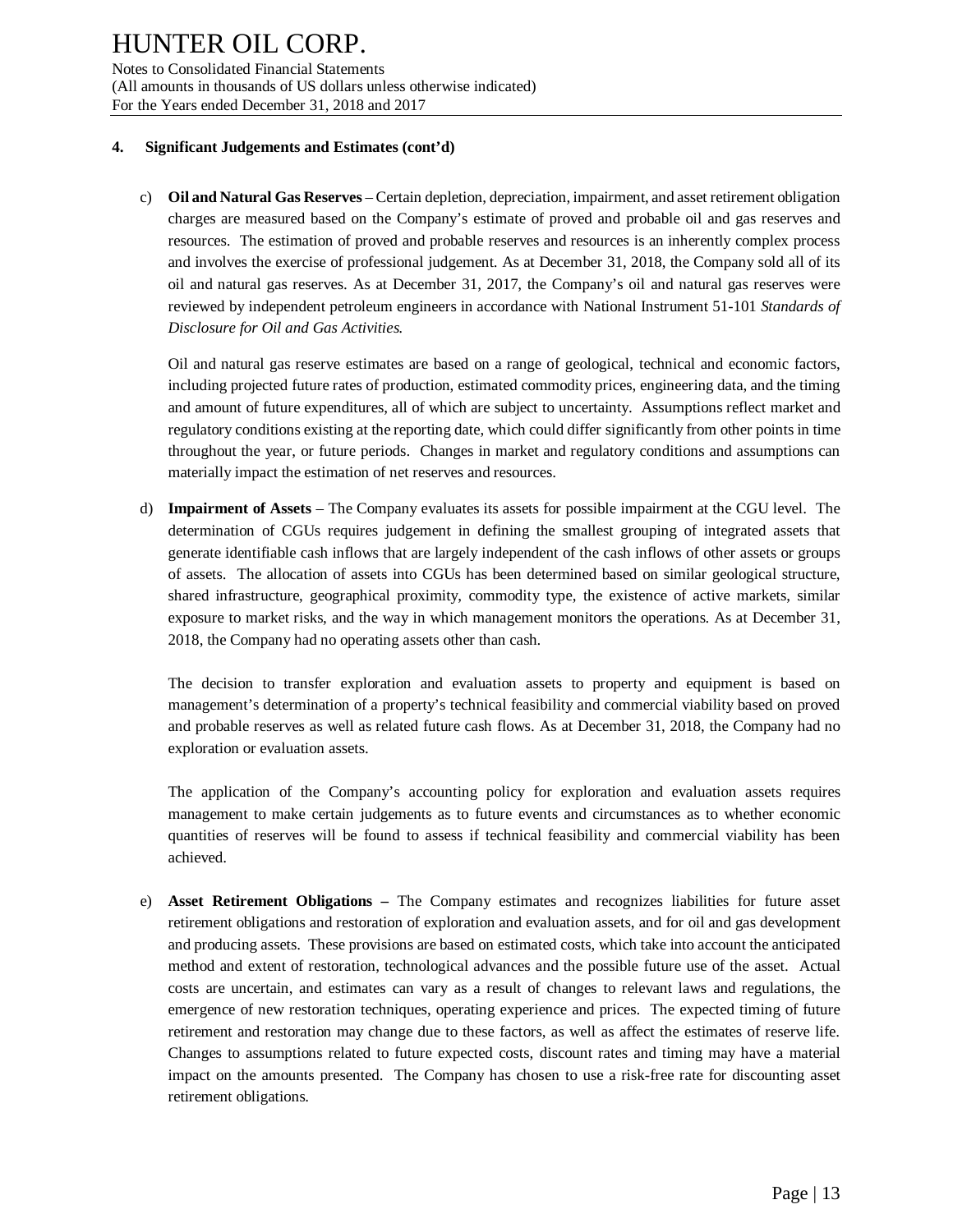## 4. Significant Judgements and Estimates (cont'd)

c) **Oil and Natural Gas Reserves** – Certain depletion, depreciation, impairment, and asset retirement obligation charges are measured based on the Company's estimate of proved and probable oil and gas reserves and resources. The estimation of proved and probable reserves and resources is an inherently complex process and involves the exercise of professional judgement. As at December 31, 2018, the Company sold all of its oil and natural gas reserves. As at December 31, 2017, the Company's oil and natural gas reserves were reviewed by independent petroleum engineers in accordance with National Instrument 51-101 *Standards of Disclosure for Oil and Gas Activities*.

   Oil and natural gas reserve estimates are based on a range of geological, technical and economic factors, including projected future rates of production, estimated commodity prices, engineering data, and the timing and amount of future expenditures, all of which are subject to uncertainty. Assumptions reflect market and regulatory conditions existing at the reporting date, which could differ significantly from other points in time throughout the year, or future periods. Changes in market and regulatory conditions and assumptions can materially impact the estimation of net reserves and resources.

d) **Impairment of Assets** – The Company evaluates its assets for possible impairment at the CGU level. The determination of CGUs requires judgement in defining the smallest grouping of integrated assets that generate identifiable cash inflows that are largely independent of the cash inflows of other assets or groups of assets. The allocation of assets into CGUs has been determined based on similar geological structure, shared infrastructure, geographical proximity, commodity type, the existence of active markets, similar exposure to market risks, and the way in which management monitors the operations. As at December 31, 2018, the Company had no operating assets other than cash.

   The decision to transfer exploration and evaluation assets to property and equipment is based on management's determination of a property's technical feasibility and commercial viability based on proved and probable reserves as well as related future cash flows. As at December 31, 2018, the Company had no exploration or evaluation assets.

   The application of the Company's accounting policy for exploration and evaluation assets requires management to make certain judgements as to future events and circumstances as to whether economic quantities of reserves will be found to assess if technical feasibility and commercial viability has been achieved.

e) **Asset Retirement Obligations –** The Company estimates and recognizes liabilities for future asset retirement obligations and restoration of exploration and evaluation assets, and for oil and gas development and producing assets. These provisions are based on estimated costs, which take into account the anticipated method and extent of restoration, technological advances and the possible future use of the asset. Actual costs are uncertain, and estimates can vary as a result of changes to relevant laws and regulations, the emergence of new restoration techniques, operating experience and prices. The expected timing of future retirement and restoration may change due to these factors, as well as affect the estimates of reserve life. Changes to assumptions related to future expected costs, discount rates and timing may have a material impact on the amounts presented. The Company has chosen to use a risk-free rate for discounting asset retirement obligations.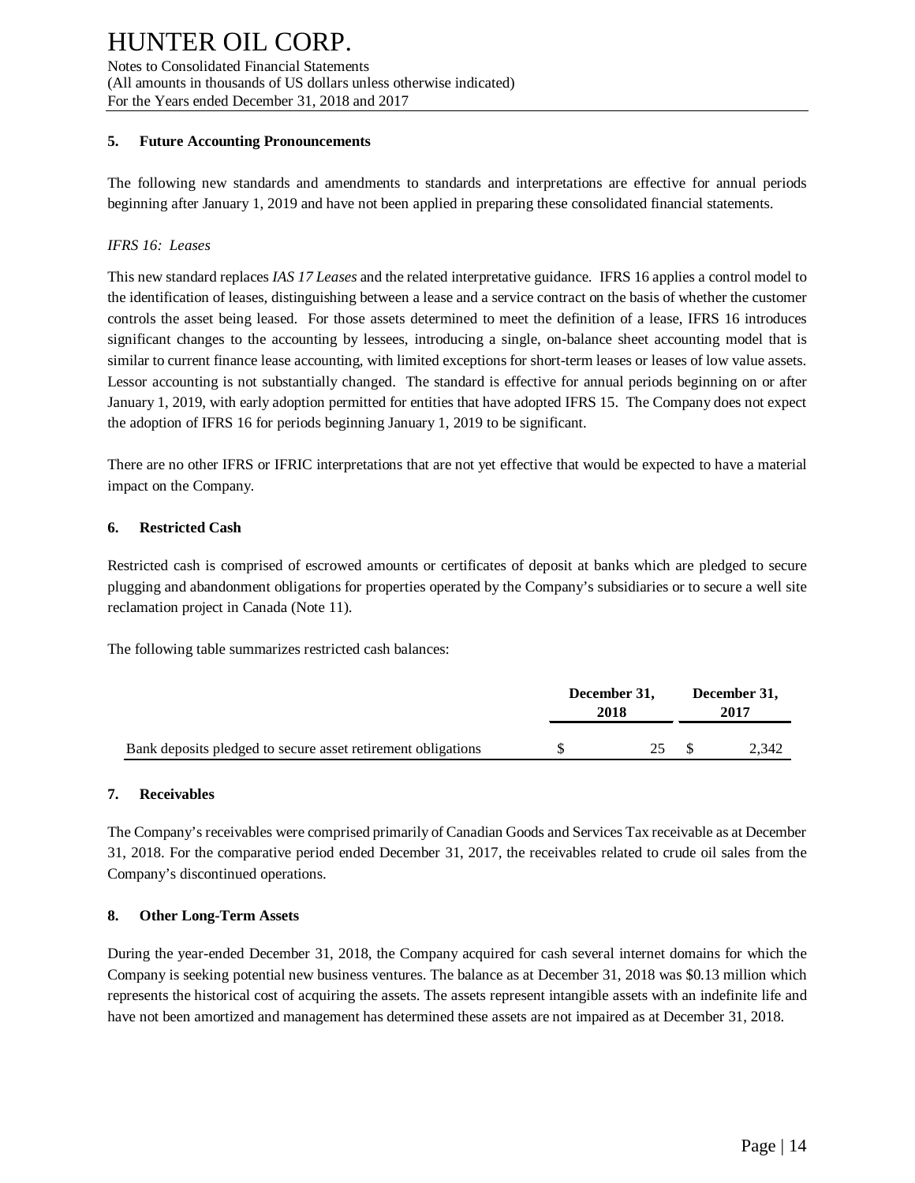### 5. Future Accounting Pronouncements

The following new standards and amendments to standards and interpretations are effective for annual periods beginning after January 1, 2019 and have not been applied in preparing these consolidated financial statements.

*IFRS 16: Leases*

This new standard replaces *IAS 17 Leases* and the related interpretative guidance. IFRS 16 applies a control model to the identification of leases, distinguishing between a lease and a service contract on the basis of whether the customer controls the asset being leased. For those assets determined to meet the definition of a lease, IFRS 16 introduces significant changes to the accounting by lessees, introducing a single, on-balance sheet accounting model that is similar to current finance lease accounting, with limited exceptions for short-term leases or leases of low value assets. Lessor accounting is not substantially changed. The standard is effective for annual periods beginning on or after January 1, 2019, with early adoption permitted for entities that have adopted IFRS 15. The Company does not expect the adoption of IFRS 16 for periods beginning January 1, 2019 to be significant.

There are no other IFRS or IFRIC interpretations that are not yet effective that would be expected to have a material impact on the Company.

### 6. Restricted Cash

Restricted cash is comprised of escrowed amounts or certificates of deposit at banks which are pledged to secure plugging and abandonment obligations for properties operated by the Company's subsidiaries or to secure a well site reclamation project in Canada (Note 11).

The following table summarizes restricted cash balances:

| | December 31, 2018 | December 31, 2017 |
|---|---|---|
| Bank deposits pledged to secure asset retirement obligations | $ 25 | $ 2,342 |

### 7. Receivables

The Company's receivables were comprised primarily of Canadian Goods and Services Tax receivable as at December 31, 2018. For the comparative period ended December 31, 2017, the receivables related to crude oil sales from the Company's discontinued operations.

### 8. Other Long-Term Assets

During the year-ended December 31, 2018, the Company acquired for cash several internet domains for which the Company is seeking potential new business ventures. The balance as at December 31, 2018 was $0.13 million which represents the historical cost of acquiring the assets. The assets represent intangible assets with an indefinite life and have not been amortized and management has determined these assets are not impaired as at December 31, 2018.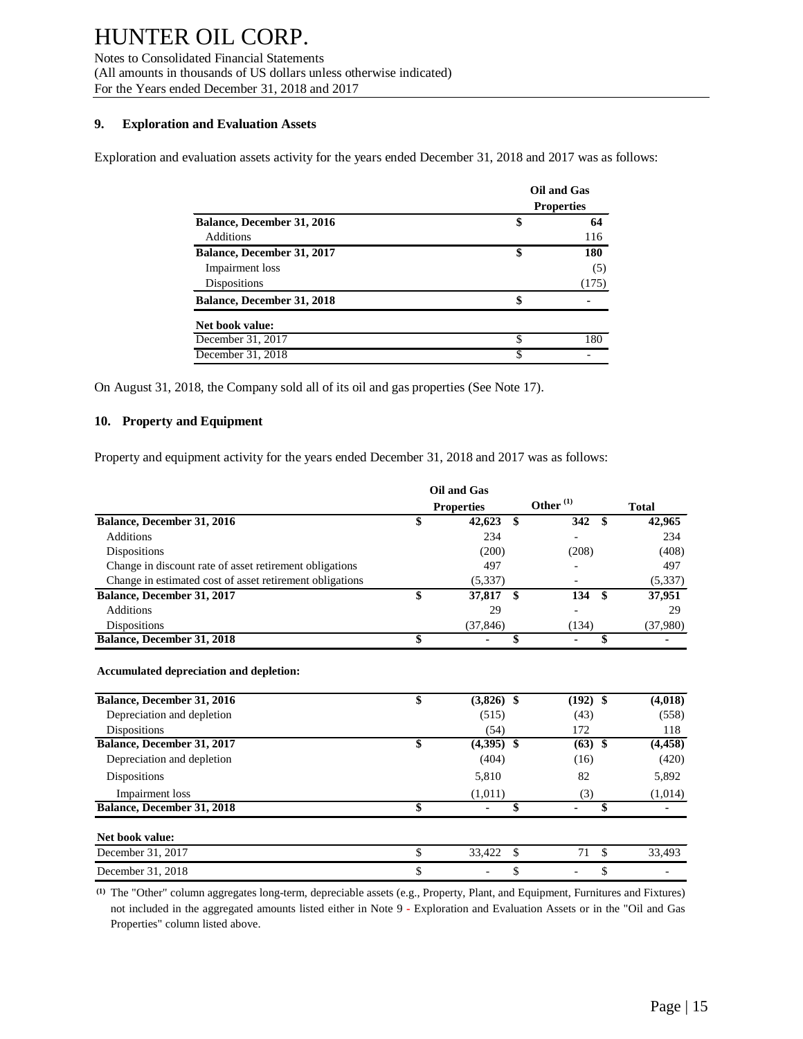## 9. Exploration and Evaluation Assets

Exploration and evaluation assets activity for the years ended December 31, 2018 and 2017 was as follows:

| | Oil and Gas Properties |
|---|---|
| **Balance, December 31, 2016** | **$ 64** |
| Additions | 116 |
| **Balance, December 31, 2017** | **$ 180** |
| Impairment loss | (5) |
| Dispositions | (175) |
| **Balance, December 31, 2018** | **$ -** |
| **Net book value:** | |
| December 31, 2017 | $ 180 |
| December 31, 2018 | $ - |

On August 31, 2018, the Company sold all of its oil and gas properties (See Note 17).

## 10. Property and Equipment

Property and equipment activity for the years ended December 31, 2018 and 2017 was as follows:

| | Oil and Gas Properties | Other [(1)] | Total |
|---|---|---|---|
| **Balance, December 31, 2016** | **$ 42,623** | **$ 342** | **$ 42,965** |
| Additions | 234 | - | 234 |
| Dispositions | (200) | (208) | (408) |
| Change in discount rate of asset retirement obligations | 497 | - | 497 |
| Change in estimated cost of asset retirement obligations | (5,337) | - | (5,337) |
| **Balance, December 31, 2017** | **$ 37,817** | **$ 134** | **$ 37,951** |
| Additions | 29 | - | 29 |
| Dispositions | (37,846) | (134) | (37,980) |
| **Balance, December 31, 2018** | **$ -** | **$ -** | **$ -** |
| **Accumulated depreciation and depletion:** | | | |
| **Balance, December 31, 2016** | **$ (3,826)** | **$ (192)** | **$ (4,018)** |
| Depreciation and depletion | (515) | (43) | (558) |
| Dispositions | (54) | 172 | 118 |
| **Balance, December 31, 2017** | **$ (4,395)** | **$ (63)** | **$ (4,458)** |
| Depreciation and depletion | (404) | (16) | (420) |
| Dispositions | 5,810 | 82 | 5,892 |
| Impairment loss | (1,011) | (3) | (1,014) |
| **Balance, December 31, 2018** | **$ -** | **$ -** | **$ -** |
| **Net book value:** | | | |
| December 31, 2017 | $ 33,422 | $ 71 | $ 33,493 |
| December 31, 2018 | $ - | $ - | $ - |

[(1)] The "Other" column aggregates long-term, depreciable assets (e.g., Property, Plant, and Equipment, Furnitures and Fixtures) not included in the aggregated amounts listed either in Note 9 - Exploration and Evaluation Assets or in the "Oil and Gas Properties" column listed above.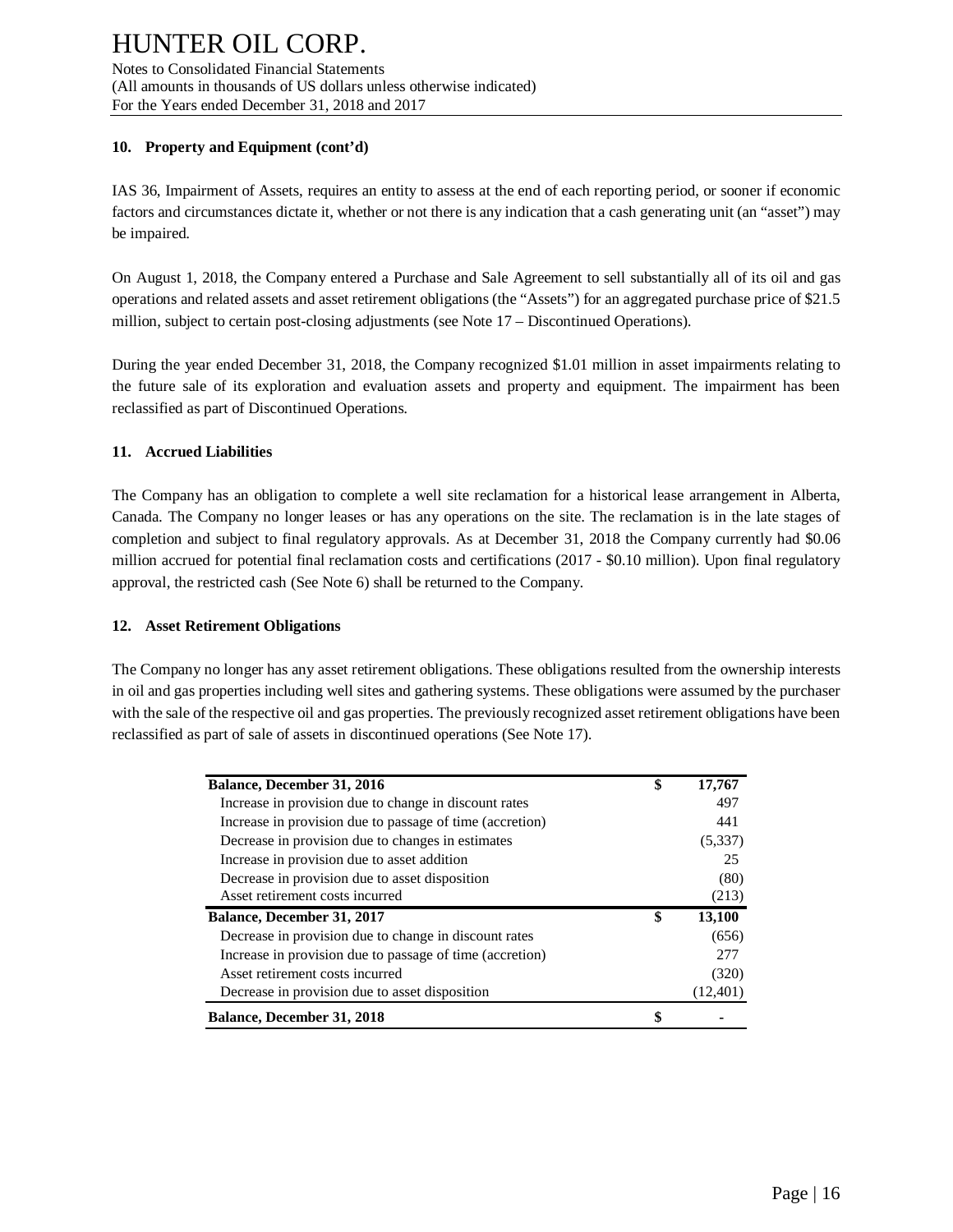### 10. Property and Equipment (cont'd)

IAS 36, Impairment of Assets, requires an entity to assess at the end of each reporting period, or sooner if economic factors and circumstances dictate it, whether or not there is any indication that a cash generating unit (an "asset") may be impaired.

On August 1, 2018, the Company entered a Purchase and Sale Agreement to sell substantially all of its oil and gas operations and related assets and asset retirement obligations (the "Assets") for an aggregated purchase price of $21.5 million, subject to certain post-closing adjustments (see Note 17 – Discontinued Operations).

During the year ended December 31, 2018, the Company recognized $1.01 million in asset impairments relating to the future sale of its exploration and evaluation assets and property and equipment. The impairment has been reclassified as part of Discontinued Operations.

### 11. Accrued Liabilities

The Company has an obligation to complete a well site reclamation for a historical lease arrangement in Alberta, Canada. The Company no longer leases or has any operations on the site. The reclamation is in the late stages of completion and subject to final regulatory approvals. As at December 31, 2018 the Company currently had $0.06 million accrued for potential final reclamation costs and certifications (2017 - $0.10 million). Upon final regulatory approval, the restricted cash (See Note 6) shall be returned to the Company.

### 12. Asset Retirement Obligations

The Company no longer has any asset retirement obligations. These obligations resulted from the ownership interests in oil and gas properties including well sites and gathering systems. These obligations were assumed by the purchaser with the sale of the respective oil and gas properties. The previously recognized asset retirement obligations have been reclassified as part of sale of assets in discontinued operations (See Note 17).

| | | |
|---|---|---|
| **Balance, December 31, 2016** | **$** | **17,767** |
| Increase in provision due to change in discount rates | | 497 |
| Increase in provision due to passage of time (accretion) | | 441 |
| Decrease in provision due to changes in estimates | | (5,337) |
| Increase in provision due to asset addition | | 25 |
| Decrease in provision due to asset disposition | | (80) |
| Asset retirement costs incurred | | (213) |
| **Balance, December 31, 2017** | **$** | **13,100** |
| Decrease in provision due to change in discount rates | | (656) |
| Increase in provision due to passage of time (accretion) | | 277 |
| Asset retirement costs incurred | | (320) |
| Decrease in provision due to asset disposition | | (12,401) |
| **Balance, December 31, 2018** | **$** | **-** |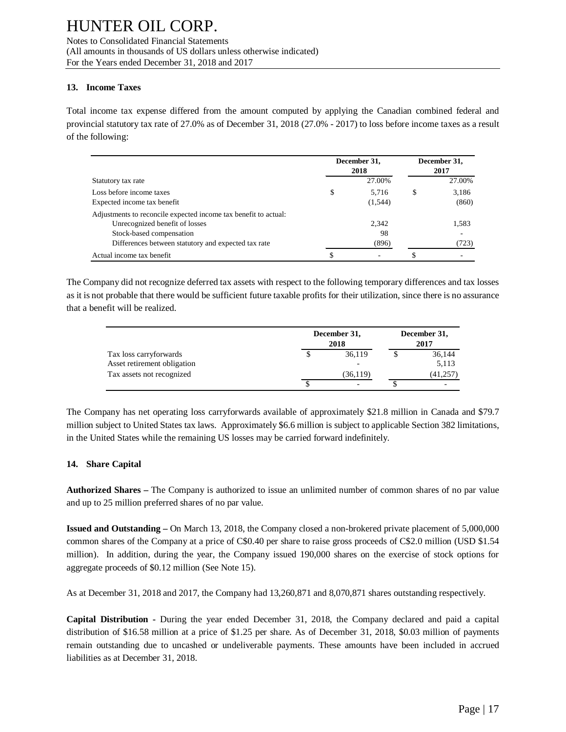HUNTER OIL CORP.
Notes to Consolidated Financial Statements
(All amounts in thousands of US dollars unless otherwise indicated)
For the Years ended December 31, 2018 and 2017

### 13. Income Taxes

Total income tax expense differed from the amount computed by applying the Canadian combined federal and provincial statutory tax rate of 27.0% as of December 31, 2018 (27.0% - 2017) to loss before income taxes as a result of the following:

| | December 31, 2018 | December 31, 2017 |
|---|---|---|
| Statutory tax rate | 27.00% | 27.00% |
| Loss before income taxes | $ 5,716 | $ 3,186 |
| Expected income tax benefit | (1,544) | (860) |
| Adjustments to reconcile expected income tax benefit to actual: | | |
| Unrecognized benefit of losses | 2,342 | 1,583 |
| Stock-based compensation | 98 | - |
| Differences between statutory and expected tax rate | (896) | (723) |
| Actual income tax benefit | $ - | $ - |

The Company did not recognize deferred tax assets with respect to the following temporary differences and tax losses as it is not probable that there would be sufficient future taxable profits for their utilization, since there is no assurance that a benefit will be realized.

| | December 31, 2018 | December 31, 2017 |
|---|---|---|
| Tax loss carryforwards | $ 36,119 | $ 36,144 |
| Asset retirement obligation | - | 5,113 |
| Tax assets not recognized | (36,119) | (41,257) |
| | $ - | $ - |

The Company has net operating loss carryforwards available of approximately $21.8 million in Canada and $79.7 million subject to United States tax laws. Approximately $6.6 million is subject to applicable Section 382 limitations, in the United States while the remaining US losses may be carried forward indefinitely.

### 14. Share Capital

**Authorized Shares –** The Company is authorized to issue an unlimited number of common shares of no par value and up to 25 million preferred shares of no par value.

**Issued and Outstanding –** On March 13, 2018, the Company closed a non-brokered private placement of 5,000,000 common shares of the Company at a price of C$0.40 per share to raise gross proceeds of C$2.0 million (USD $1.54 million). In addition, during the year, the Company issued 190,000 shares on the exercise of stock options for aggregate proceeds of $0.12 million (See Note 15).

As at December 31, 2018 and 2017, the Company had 13,260,871 and 8,070,871 shares outstanding respectively.

**Capital Distribution** - During the year ended December 31, 2018, the Company declared and paid a capital distribution of $16.58 million at a price of $1.25 per share. As of December 31, 2018, $0.03 million of payments remain outstanding due to uncashed or undeliverable payments. These amounts have been included in accrued liabilities as at December 31, 2018.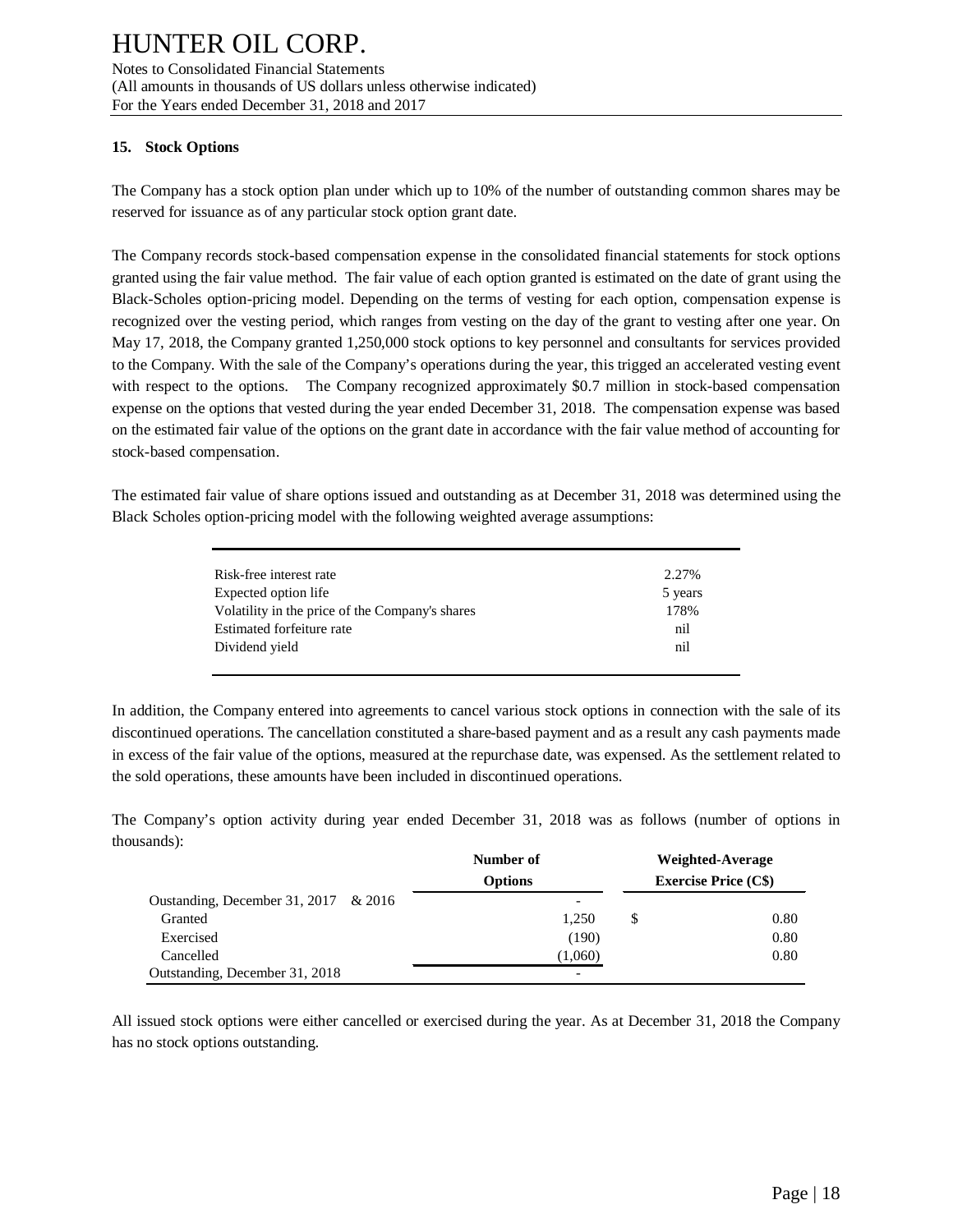## 15. Stock Options

The Company has a stock option plan under which up to 10% of the number of outstanding common shares may be reserved for issuance as of any particular stock option grant date.

The Company records stock-based compensation expense in the consolidated financial statements for stock options granted using the fair value method. The fair value of each option granted is estimated on the date of grant using the Black-Scholes option-pricing model. Depending on the terms of vesting for each option, compensation expense is recognized over the vesting period, which ranges from vesting on the day of the grant to vesting after one year. On May 17, 2018, the Company granted 1,250,000 stock options to key personnel and consultants for services provided to the Company. With the sale of the Company's operations during the year, this trigged an accelerated vesting event with respect to the options. The Company recognized approximately $0.7 million in stock-based compensation expense on the options that vested during the year ended December 31, 2018. The compensation expense was based on the estimated fair value of the options on the grant date in accordance with the fair value method of accounting for stock-based compensation.

The estimated fair value of share options issued and outstanding as at December 31, 2018 was determined using the Black Scholes option-pricing model with the following weighted average assumptions:

| | |
|---|---|
| Risk-free interest rate | 2.27% |
| Expected option life | 5 years |
| Volatility in the price of the Company's shares | 178% |
| Estimated forfeiture rate | nil |
| Dividend yield | nil |

In addition, the Company entered into agreements to cancel various stock options in connection with the sale of its discontinued operations. The cancellation constituted a share-based payment and as a result any cash payments made in excess of the fair value of the options, measured at the repurchase date, was expensed. As the settlement related to the sold operations, these amounts have been included in discontinued operations.

The Company's option activity during year ended December 31, 2018 was as follows (number of options in thousands):

| | Number of Options | Weighted-Average Exercise Price (C$) |
|---|---|---|
| Oustanding, December 31, 2017 & 2016 | - | |
| Granted | 1,250 | $ 0.80 |
| Exercised | (190) | 0.80 |
| Cancelled | (1,060) | 0.80 |
| Outstanding, December 31, 2018 | - | |

All issued stock options were either cancelled or exercised during the year. As at December 31, 2018 the Company has no stock options outstanding.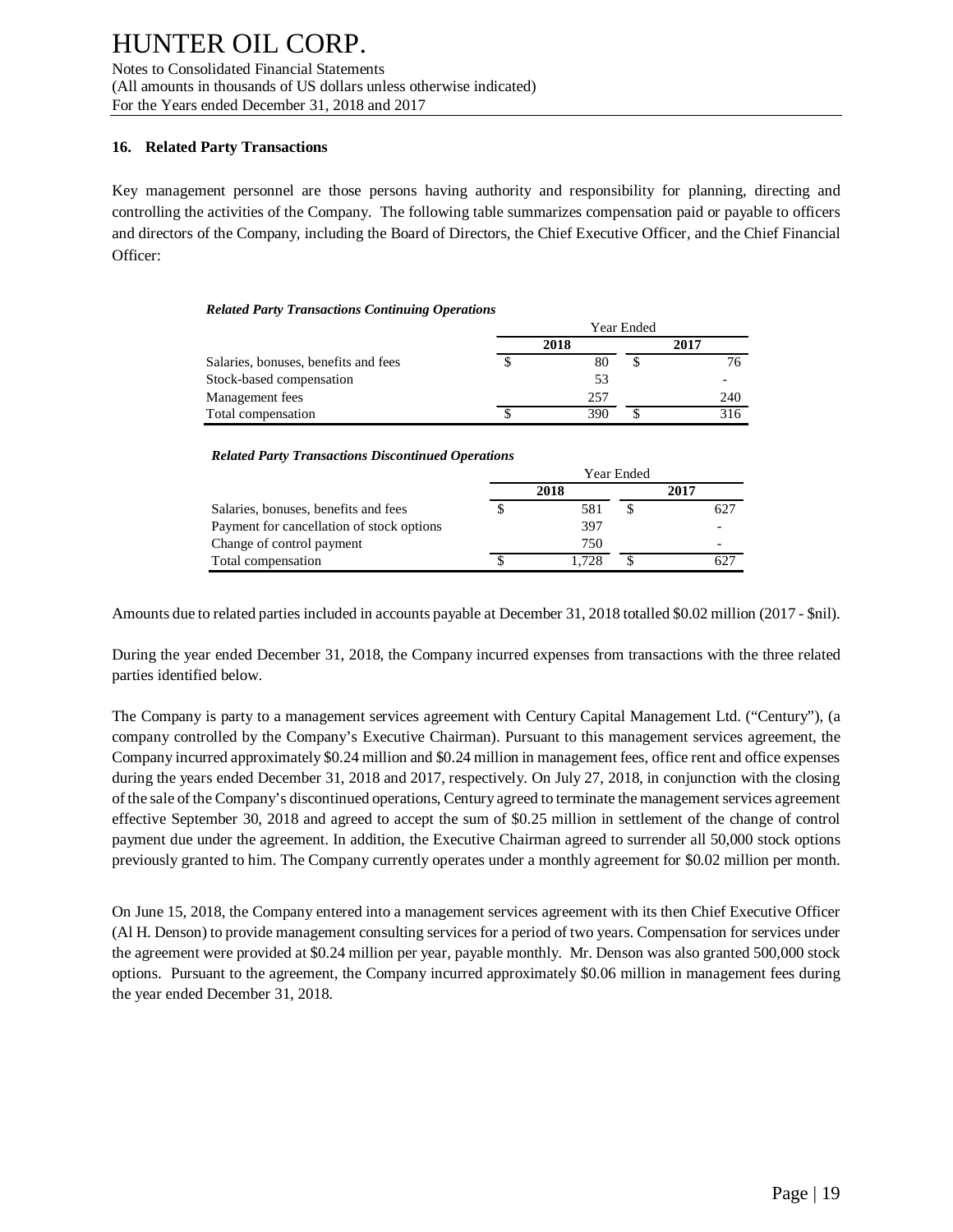## 16. Related Party Transactions

Key management personnel are those persons having authority and responsibility for planning, directing and controlling the activities of the Company. The following table summarizes compensation paid or payable to officers and directors of the Company, including the Board of Directors, the Chief Executive Officer, and the Chief Financial Officer:

***Related Party Transactions Continuing Operations***

| | Year Ended | |
|---|---|---|
| | **2018** | **2017** |
| Salaries, bonuses, benefits and fees | $ 80 | $ 76 |
| Stock-based compensation | 53 | - |
| Management fees | 257 | 240 |
| Total compensation | $ 390 | $ 316 |

***Related Party Transactions Discontinued Operations***

| | Year Ended | |
|---|---|---|
| | **2018** | **2017** |
| Salaries, bonuses, benefits and fees | $ 581 | $ 627 |
| Payment for cancellation of stock options | 397 | - |
| Change of control payment | 750 | - |
| Total compensation | $ 1,728 | $ 627 |

Amounts due to related parties included in accounts payable at December 31, 2018 totalled $0.02 million (2017 - $nil).

During the year ended December 31, 2018, the Company incurred expenses from transactions with the three related parties identified below.

The Company is party to a management services agreement with Century Capital Management Ltd. ("Century"), (a company controlled by the Company's Executive Chairman). Pursuant to this management services agreement, the Company incurred approximately $0.24 million and $0.24 million in management fees, office rent and office expenses during the years ended December 31, 2018 and 2017, respectively. On July 27, 2018, in conjunction with the closing of the sale of the Company's discontinued operations, Century agreed to terminate the management services agreement effective September 30, 2018 and agreed to accept the sum of $0.25 million in settlement of the change of control payment due under the agreement. In addition, the Executive Chairman agreed to surrender all 50,000 stock options previously granted to him. The Company currently operates under a monthly agreement for $0.02 million per month.

On June 15, 2018, the Company entered into a management services agreement with its then Chief Executive Officer (Al H. Denson) to provide management consulting services for a period of two years. Compensation for services under the agreement were provided at $0.24 million per year, payable monthly. Mr. Denson was also granted 500,000 stock options. Pursuant to the agreement, the Company incurred approximately $0.06 million in management fees during the year ended December 31, 2018.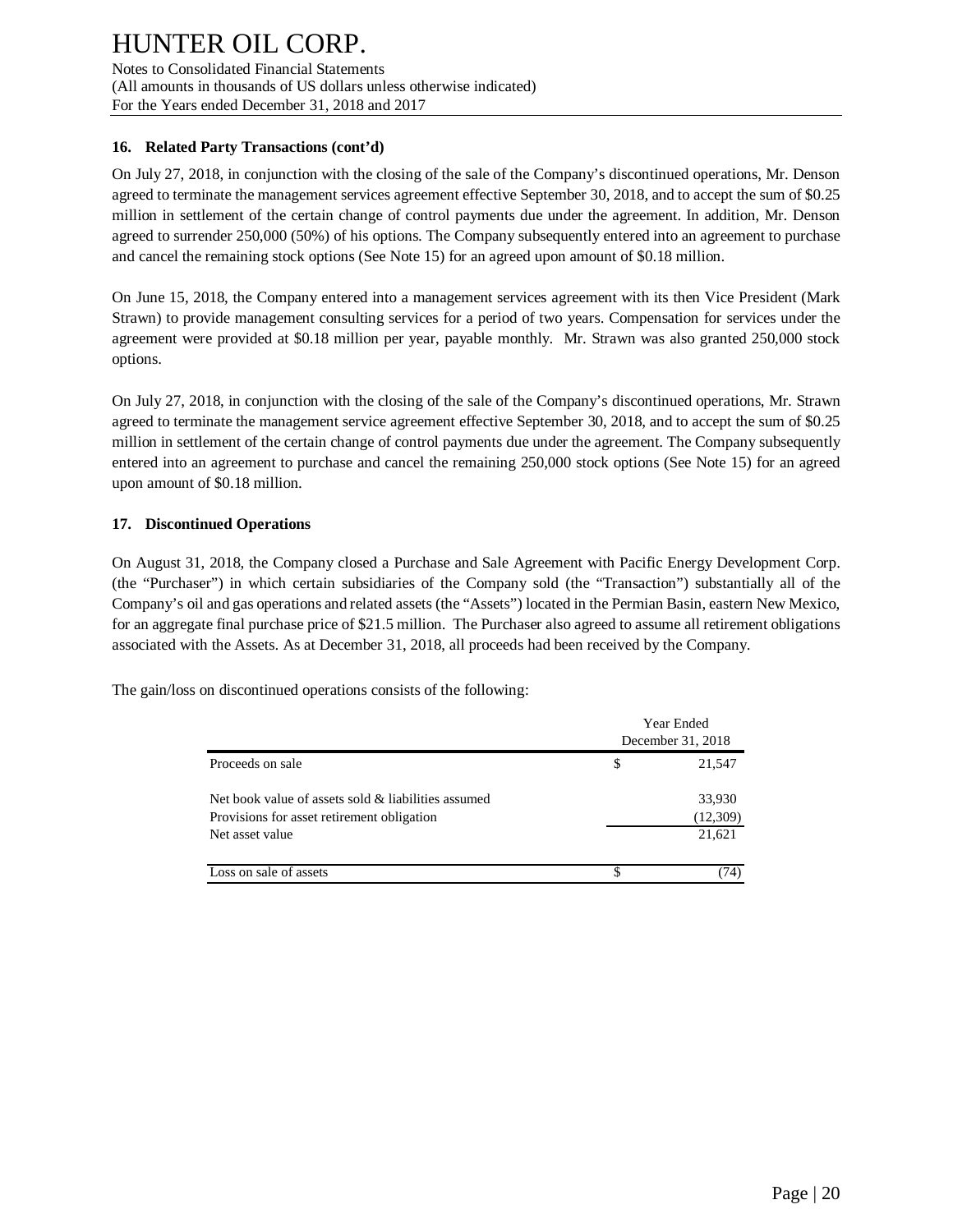### 16. Related Party Transactions (cont'd)

On July 27, 2018, in conjunction with the closing of the sale of the Company's discontinued operations, Mr. Denson agreed to terminate the management services agreement effective September 30, 2018, and to accept the sum of $0.25 million in settlement of the certain change of control payments due under the agreement. In addition, Mr. Denson agreed to surrender 250,000 (50%) of his options. The Company subsequently entered into an agreement to purchase and cancel the remaining stock options (See Note 15) for an agreed upon amount of $0.18 million.

On June 15, 2018, the Company entered into a management services agreement with its then Vice President (Mark Strawn) to provide management consulting services for a period of two years. Compensation for services under the agreement were provided at $0.18 million per year, payable monthly. Mr. Strawn was also granted 250,000 stock options.

On July 27, 2018, in conjunction with the closing of the sale of the Company's discontinued operations, Mr. Strawn agreed to terminate the management service agreement effective September 30, 2018, and to accept the sum of $0.25 million in settlement of the certain change of control payments due under the agreement. The Company subsequently entered into an agreement to purchase and cancel the remaining 250,000 stock options (See Note 15) for an agreed upon amount of $0.18 million.

### 17. Discontinued Operations

On August 31, 2018, the Company closed a Purchase and Sale Agreement with Pacific Energy Development Corp. (the "Purchaser") in which certain subsidiaries of the Company sold (the "Transaction") substantially all of the Company's oil and gas operations and related assets (the "Assets") located in the Permian Basin, eastern New Mexico, for an aggregate final purchase price of $21.5 million. The Purchaser also agreed to assume all retirement obligations associated with the Assets. As at December 31, 2018, all proceeds had been received by the Company.

The gain/loss on discontinued operations consists of the following:

| | Year Ended December 31, 2018 |
|---|---|
| Proceeds on sale | $ 21,547 |
| Net book value of assets sold & liabilities assumed | 33,930 |
| Provisions for asset retirement obligation | (12,309) |
| Net asset value | 21,621 |
| Loss on sale of assets | $ (74) |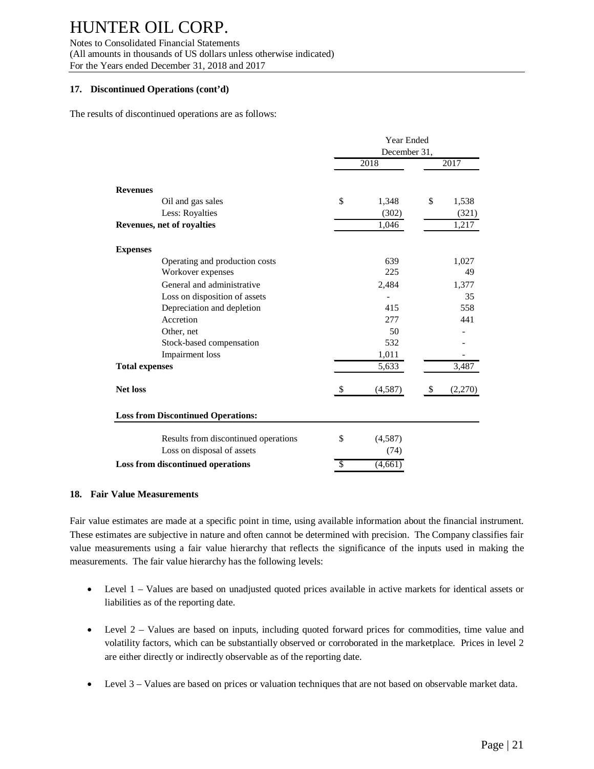### 17. Discontinued Operations (cont'd)

The results of discontinued operations are as follows:

| | Year Ended December 31, 2018 | Year Ended December 31, 2017 |
|---|---|---|
| **Revenues** | | |
| Oil and gas sales | $ 1,348 | $ 1,538 |
| Less: Royalties | (302) | (321) |
| **Revenues, net of royalties** | 1,046 | 1,217 |
| **Expenses** | | |
| Operating and production costs | 639 | 1,027 |
| Workover expenses | 225 | 49 |
| General and administrative | 2,484 | 1,377 |
| Loss on disposition of assets | - | 35 |
| Depreciation and depletion | 415 | 558 |
| Accretion | 277 | 441 |
| Other, net | 50 | - |
| Stock-based compensation | 532 | - |
| Impairment loss | 1,011 | - |
| **Total expenses** | 5,633 | 3,487 |
| **Net loss** | $ (4,587) | $ (2,270) |

| **Loss from Discontinued Operations:** | |
|---|---|
| Results from discontinued operations | $ (4,587) |
| Loss on disposal of assets | (74) |
| **Loss from discontinued operations** | $ (4,661) |

### 18. Fair Value Measurements

Fair value estimates are made at a specific point in time, using available information about the financial instrument. These estimates are subjective in nature and often cannot be determined with precision. The Company classifies fair value measurements using a fair value hierarchy that reflects the significance of the inputs used in making the measurements. The fair value hierarchy has the following levels:

- Level 1 – Values are based on unadjusted quoted prices available in active markets for identical assets or liabilities as of the reporting date.
- Level 2 – Values are based on inputs, including quoted forward prices for commodities, time value and volatility factors, which can be substantially observed or corroborated in the marketplace. Prices in level 2 are either directly or indirectly observable as of the reporting date.
- Level 3 – Values are based on prices or valuation techniques that are not based on observable market data.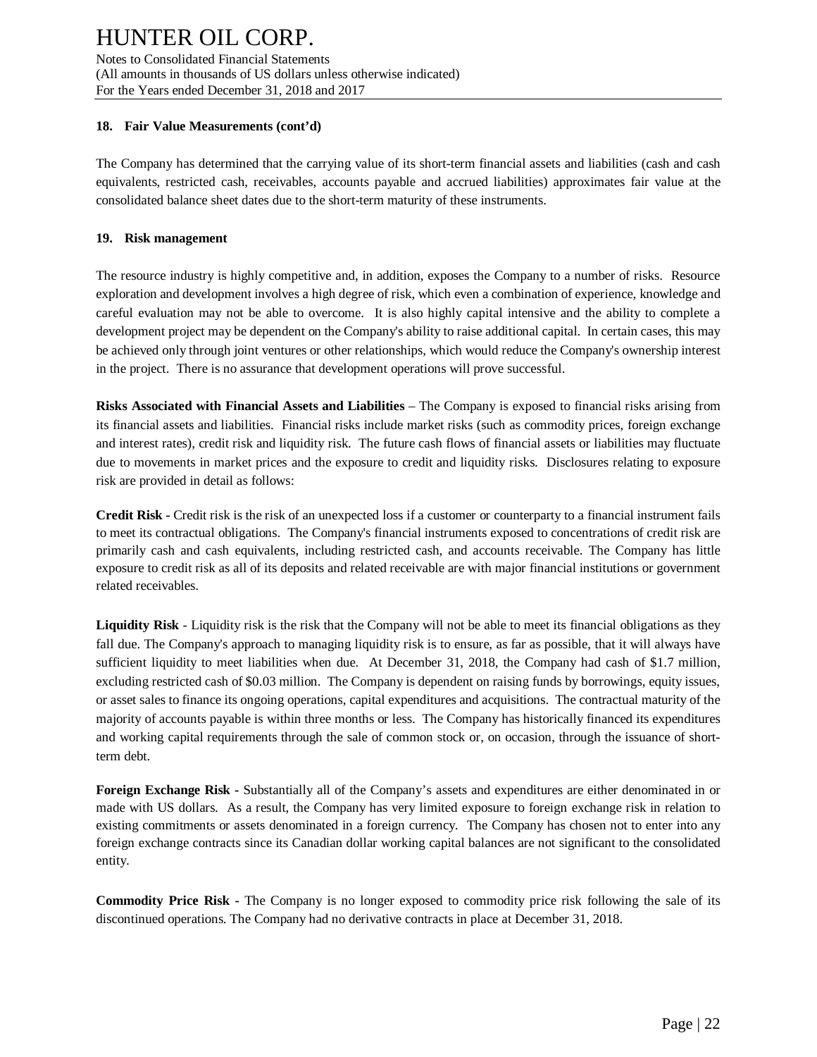### 18. Fair Value Measurements (cont'd)

The Company has determined that the carrying value of its short-term financial assets and liabilities (cash and cash equivalents, restricted cash, receivables, accounts payable and accrued liabilities) approximates fair value at the consolidated balance sheet dates due to the short-term maturity of these instruments.

### 19. Risk management

The resource industry is highly competitive and, in addition, exposes the Company to a number of risks. Resource exploration and development involves a high degree of risk, which even a combination of experience, knowledge and careful evaluation may not be able to overcome. It is also highly capital intensive and the ability to complete a development project may be dependent on the Company's ability to raise additional capital. In certain cases, this may be achieved only through joint ventures or other relationships, which would reduce the Company's ownership interest in the project. There is no assurance that development operations will prove successful.

**Risks Associated with Financial Assets and Liabilities** – The Company is exposed to financial risks arising from its financial assets and liabilities. Financial risks include market risks (such as commodity prices, foreign exchange and interest rates), credit risk and liquidity risk. The future cash flows of financial assets or liabilities may fluctuate due to movements in market prices and the exposure to credit and liquidity risks. Disclosures relating to exposure risk are provided in detail as follows:

**Credit Risk -** Credit risk is the risk of an unexpected loss if a customer or counterparty to a financial instrument fails to meet its contractual obligations. The Company's financial instruments exposed to concentrations of credit risk are primarily cash and cash equivalents, including restricted cash, and accounts receivable. The Company has little exposure to credit risk as all of its deposits and related receivable are with major financial institutions or government related receivables.

**Liquidity Risk** - Liquidity risk is the risk that the Company will not be able to meet its financial obligations as they fall due. The Company's approach to managing liquidity risk is to ensure, as far as possible, that it will always have sufficient liquidity to meet liabilities when due. At December 31, 2018, the Company had cash of $1.7 million, excluding restricted cash of $0.03 million. The Company is dependent on raising funds by borrowings, equity issues, or asset sales to finance its ongoing operations, capital expenditures and acquisitions. The contractual maturity of the majority of accounts payable is within three months or less. The Company has historically financed its expenditures and working capital requirements through the sale of common stock or, on occasion, through the issuance of short-term debt.

**Foreign Exchange Risk -** Substantially all of the Company's assets and expenditures are either denominated in or made with US dollars. As a result, the Company has very limited exposure to foreign exchange risk in relation to existing commitments or assets denominated in a foreign currency. The Company has chosen not to enter into any foreign exchange contracts since its Canadian dollar working capital balances are not significant to the consolidated entity.

**Commodity Price Risk -** The Company is no longer exposed to commodity price risk following the sale of its discontinued operations. The Company had no derivative contracts in place at December 31, 2018.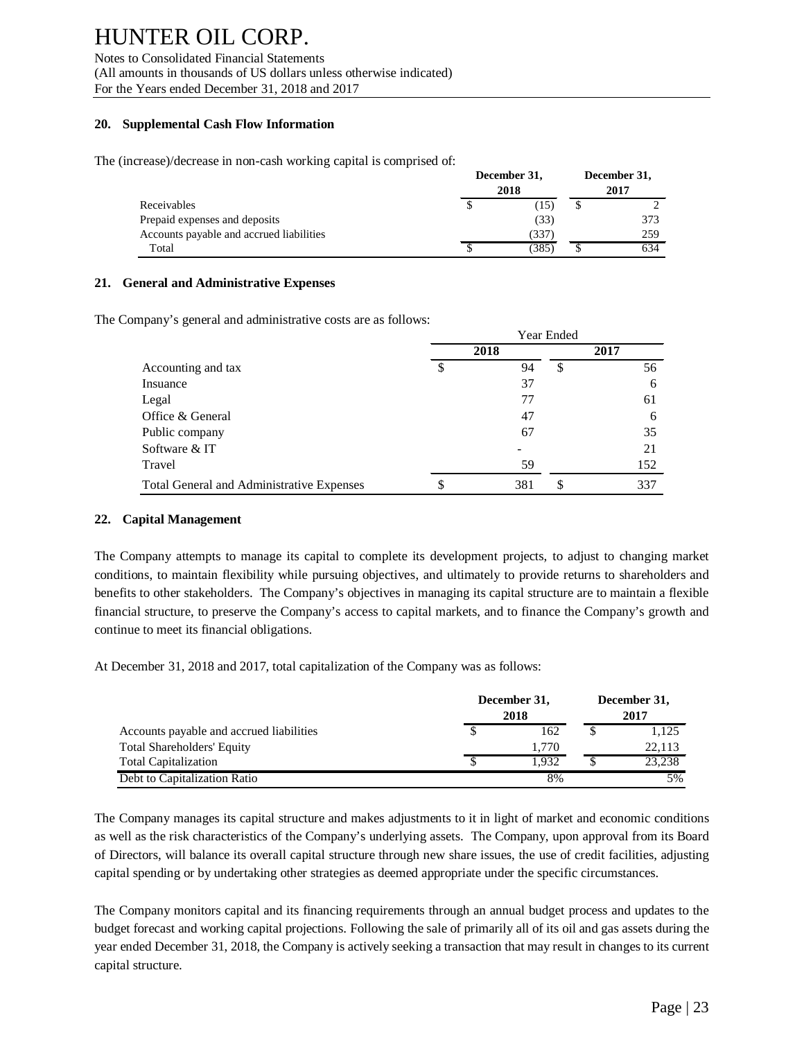# HUNTER OIL CORP.

Notes to Consolidated Financial Statements
(All amounts in thousands of US dollars unless otherwise indicated)
For the Years ended December 31, 2018 and 2017

## 20. Supplemental Cash Flow Information

The (increase)/decrease in non-cash working capital is comprised of:

| | December 31, 2018 | December 31, 2017 |
|---|---|---|
| Receivables | $ (15) | $ 2 |
| Prepaid expenses and deposits | (33) | 373 |
| Accounts payable and accrued liabilities | (337) | 259 |
| Total | $ (385) | $ 634 |

## 21. General and Administrative Expenses

The Company's general and administrative costs are as follows:

| | Year Ended | |
|---|---|---|
| | 2018 | 2017 |
| Accounting and tax | $ 94 | $ 56 |
| Insuance | 37 | 6 |
| Legal | 77 | 61 |
| Office & General | 47 | 6 |
| Public company | 67 | 35 |
| Software & IT | - | 21 |
| Travel | 59 | 152 |
| Total General and Administrative Expenses | $ 381 | $ 337 |

## 22. Capital Management

The Company attempts to manage its capital to complete its development projects, to adjust to changing market conditions, to maintain flexibility while pursuing objectives, and ultimately to provide returns to shareholders and benefits to other stakeholders. The Company's objectives in managing its capital structure are to maintain a flexible financial structure, to preserve the Company's access to capital markets, and to finance the Company's growth and continue to meet its financial obligations.

At December 31, 2018 and 2017, total capitalization of the Company was as follows:

| | December 31, 2018 | December 31, 2017 |
|---|---|---|
| Accounts payable and accrued liabilities | $ 162 | $ 1,125 |
| Total Shareholders' Equity | 1,770 | 22,113 |
| Total Capitalization | $ 1,932 | $ 23,238 |
| Debt to Capitalization Ratio | 8% | 5% |

The Company manages its capital structure and makes adjustments to it in light of market and economic conditions as well as the risk characteristics of the Company's underlying assets. The Company, upon approval from its Board of Directors, will balance its overall capital structure through new share issues, the use of credit facilities, adjusting capital spending or by undertaking other strategies as deemed appropriate under the specific circumstances.

The Company monitors capital and its financing requirements through an annual budget process and updates to the budget forecast and working capital projections. Following the sale of primarily all of its oil and gas assets during the year ended December 31, 2018, the Company is actively seeking a transaction that may result in changes to its current capital structure.